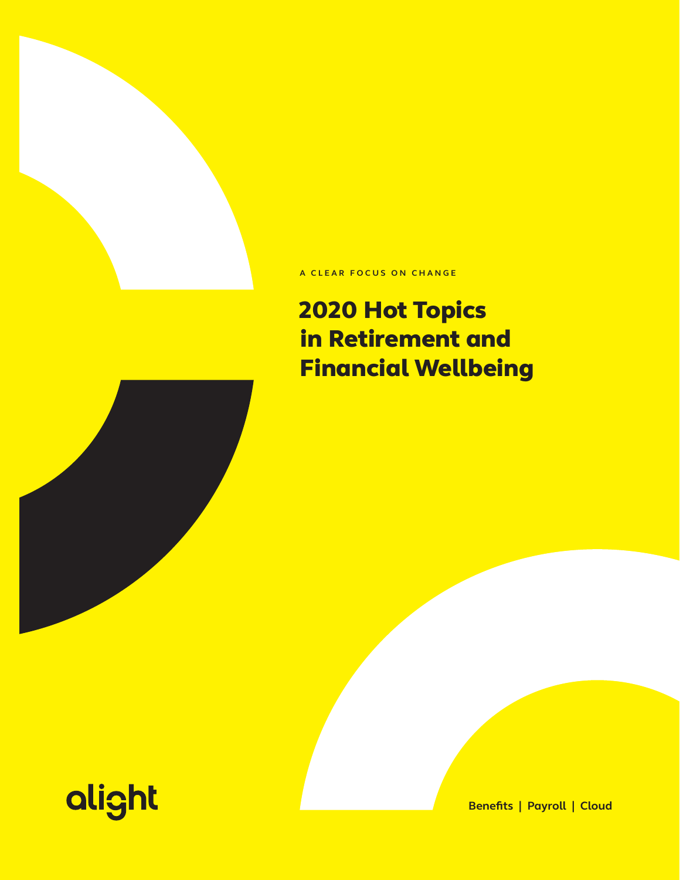A CLEAR FOCUS ON CHANGE

# 2020 Hot Topics in Retirement and Financial Wellbeing

alight

Benefits | Payroll | Cloud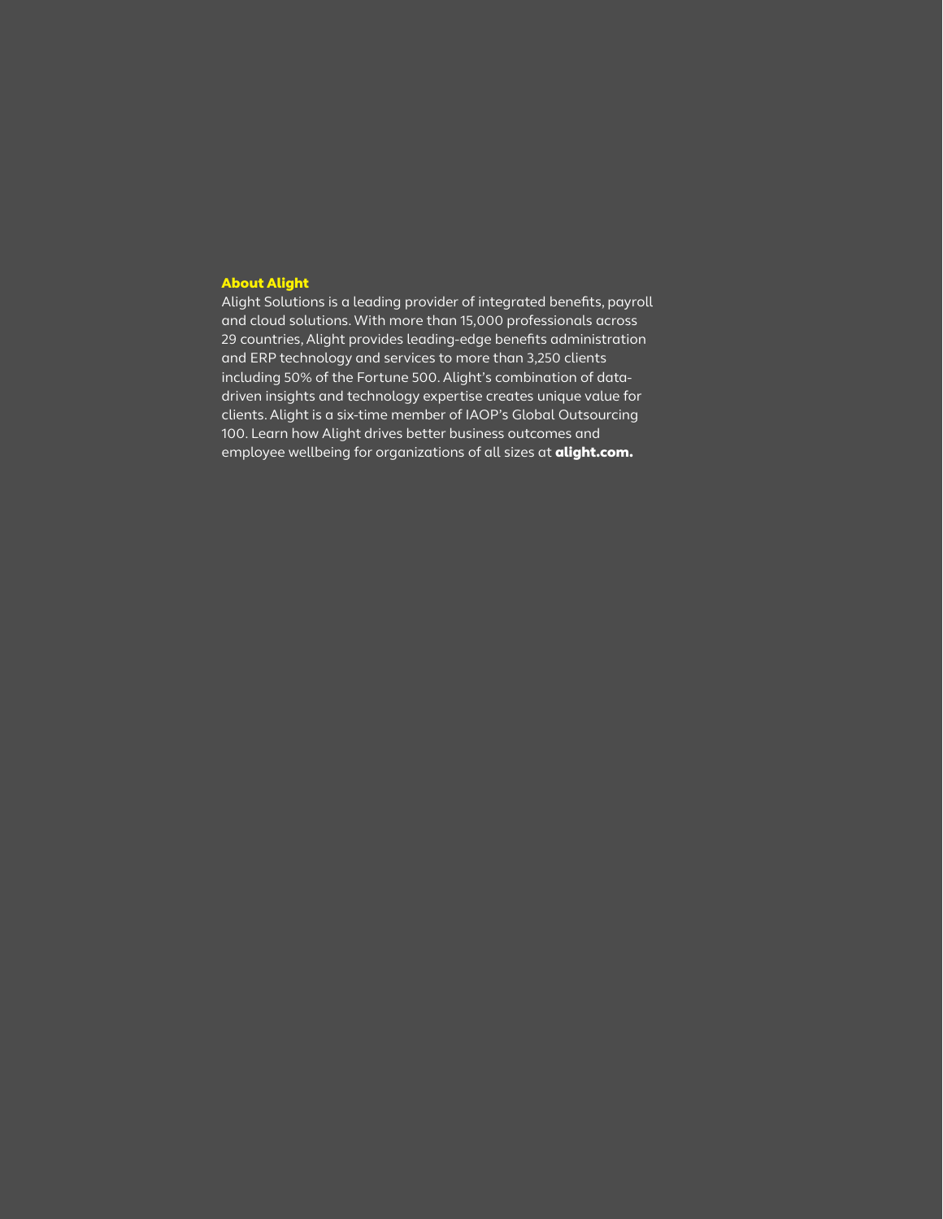## About Alight

Alight Solutions is a leading provider of integrated benefits, payroll and cloud solutions. With more than 15,000 professionals across 29 countries, Alight provides leading-edge benefits administration and ERP technology and services to more than 3,250 clients including 50% of the Fortune 500. Alight's combination of data-driven insights and technology expertise creates unique value for clients. Alight is a six-time member of IAOP's Global Outsourcing 100. Learn how Alight drives better business outcomes and employee wellbeing for organizations of all sizes at **alight.com.**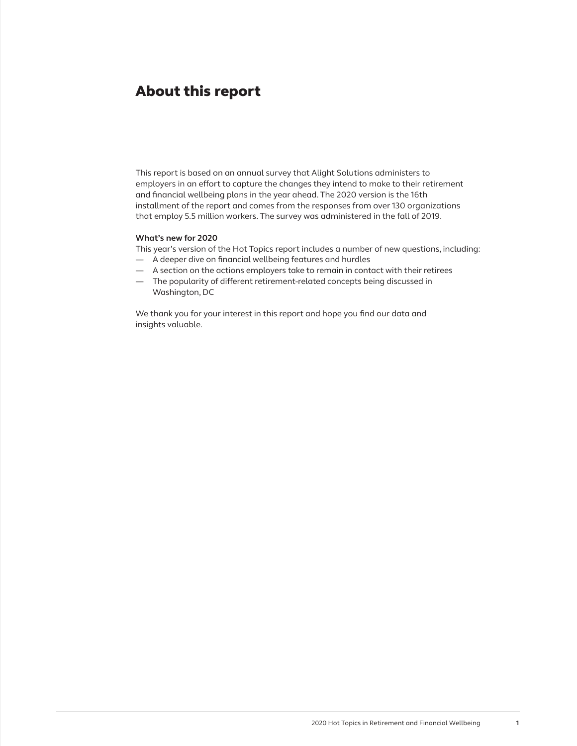# About this report

This report is based on an annual survey that Alight Solutions administers to employers in an effort to capture the changes they intend to make to their retirement and financial wellbeing plans in the year ahead. The 2020 version is the 16th installment of the report and comes from the responses from over 130 organizations that employ 5.5 million workers. The survey was administered in the fall of 2019.

**What's new for 2020**

This year's version of the Hot Topics report includes a number of new questions, including:

- A deeper dive on financial wellbeing features and hurdles
- A section on the actions employers take to remain in contact with their retirees
- The popularity of different retirement-related concepts being discussed in Washington, DC

We thank you for your interest in this report and hope you find our data and insights valuable.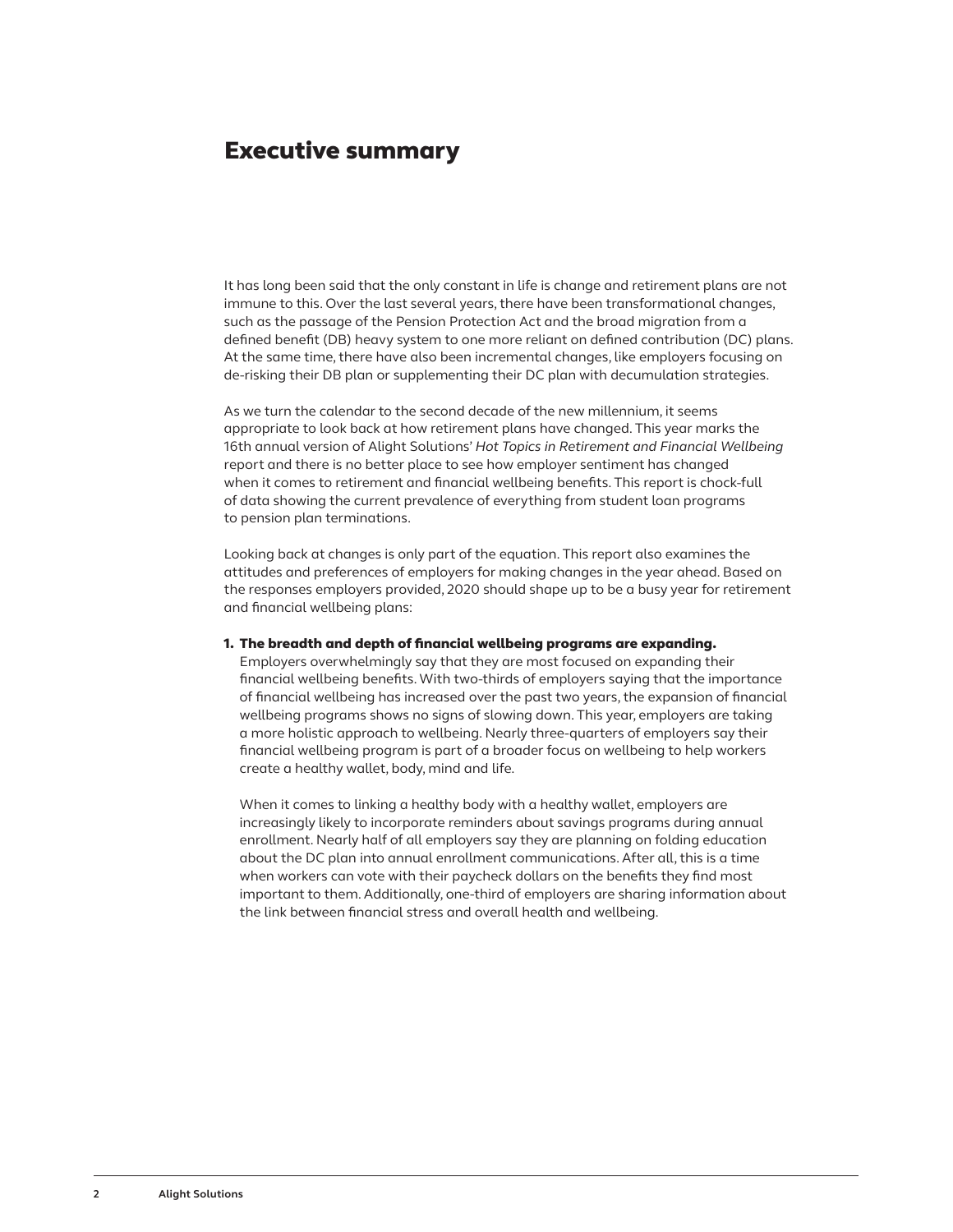# Executive summary

It has long been said that the only constant in life is change and retirement plans are not immune to this. Over the last several years, there have been transformational changes, such as the passage of the Pension Protection Act and the broad migration from a defined benefit (DB) heavy system to one more reliant on defined contribution (DC) plans. At the same time, there have also been incremental changes, like employers focusing on de-risking their DB plan or supplementing their DC plan with decumulation strategies.

As we turn the calendar to the second decade of the new millennium, it seems appropriate to look back at how retirement plans have changed. This year marks the 16th annual version of Alight Solutions' *Hot Topics in Retirement and Financial Wellbeing* report and there is no better place to see how employer sentiment has changed when it comes to retirement and financial wellbeing benefits. This report is chock-full of data showing the current prevalence of everything from student loan programs to pension plan terminations.

Looking back at changes is only part of the equation. This report also examines the attitudes and preferences of employers for making changes in the year ahead. Based on the responses employers provided, 2020 should shape up to be a busy year for retirement and financial wellbeing plans:

1. **The breadth and depth of financial wellbeing programs are expanding.** Employers overwhelmingly say that they are most focused on expanding their financial wellbeing benefits. With two-thirds of employers saying that the importance of financial wellbeing has increased over the past two years, the expansion of financial wellbeing programs shows no signs of slowing down. This year, employers are taking a more holistic approach to wellbeing. Nearly three-quarters of employers say their financial wellbeing program is part of a broader focus on wellbeing to help workers create a healthy wallet, body, mind and life.

   When it comes to linking a healthy body with a healthy wallet, employers are increasingly likely to incorporate reminders about savings programs during annual enrollment. Nearly half of all employers say they are planning on folding education about the DC plan into annual enrollment communications. After all, this is a time when workers can vote with their paycheck dollars on the benefits they find most important to them. Additionally, one-third of employers are sharing information about the link between financial stress and overall health and wellbeing.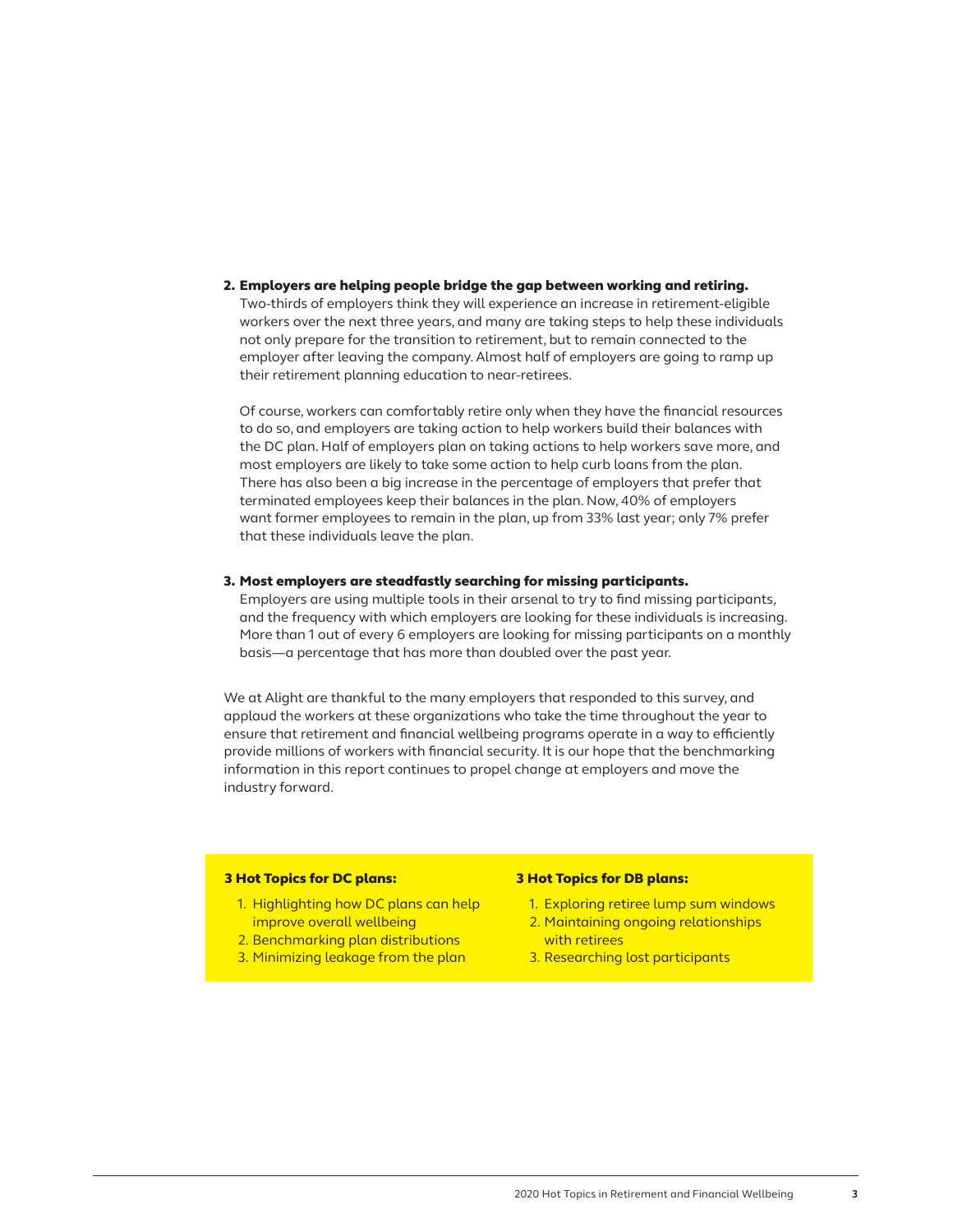2. **Employers are helping people bridge the gap between working and retiring.** Two-thirds of employers think they will experience an increase in retirement-eligible workers over the next three years, and many are taking steps to help these individuals not only prepare for the transition to retirement, but to remain connected to the employer after leaving the company. Almost half of employers are going to ramp up their retirement planning education to near-retirees.

   Of course, workers can comfortably retire only when they have the financial resources to do so, and employers are taking action to help workers build their balances with the DC plan. Half of employers plan on taking actions to help workers save more, and most employers are likely to take some action to help curb loans from the plan. There has also been a big increase in the percentage of employers that prefer that terminated employees keep their balances in the plan. Now, 40% of employers want former employees to remain in the plan, up from 33% last year; only 7% prefer that these individuals leave the plan.

3. **Most employers are steadfastly searching for missing participants.** Employers are using multiple tools in their arsenal to try to find missing participants, and the frequency with which employers are looking for these individuals is increasing. More than 1 out of every 6 employers are looking for missing participants on a monthly basis—a percentage that has more than doubled over the past year.

We at Alight are thankful to the many employers that responded to this survey, and applaud the workers at these organizations who take the time throughout the year to ensure that retirement and financial wellbeing programs operate in a way to efficiently provide millions of workers with financial security. It is our hope that the benchmarking information in this report continues to propel change at employers and move the industry forward.

**3 Hot Topics for DC plans:**

1. Highlighting how DC plans can help improve overall wellbeing
2. Benchmarking plan distributions
3. Minimizing leakage from the plan

**3 Hot Topics for DB plans:**

1. Exploring retiree lump sum windows
2. Maintaining ongoing relationships with retirees
3. Researching lost participants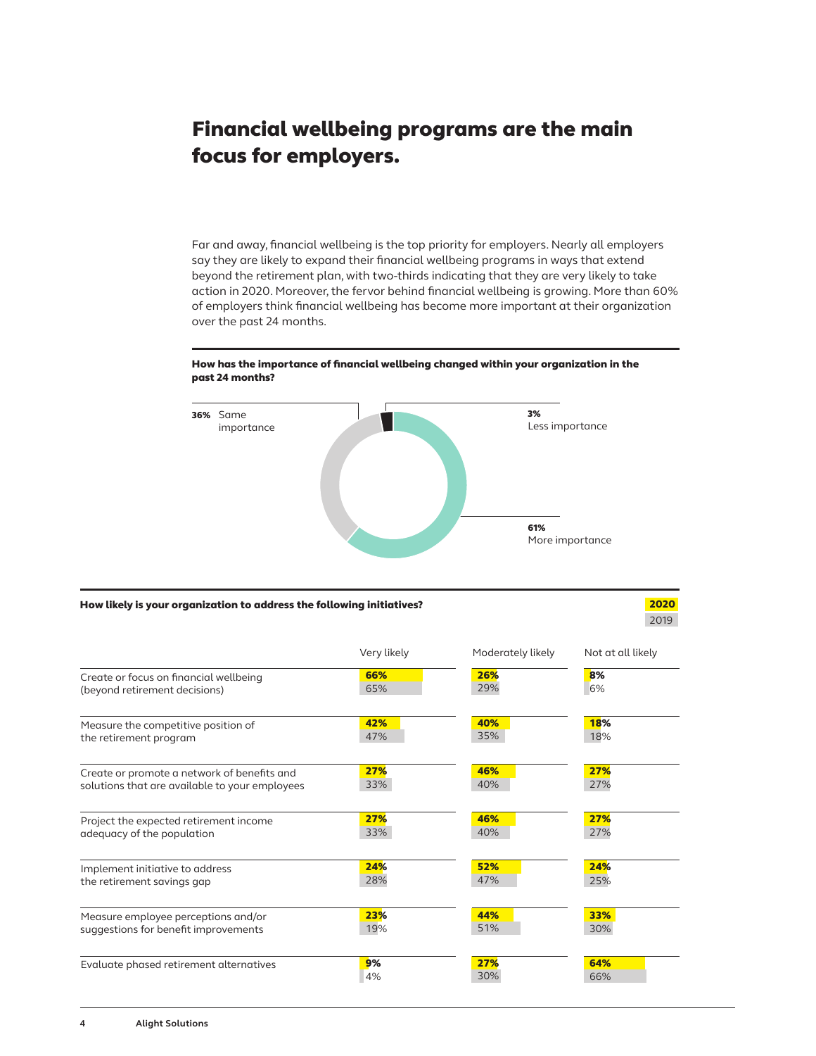# Financial wellbeing programs are the main focus for employers.

Far and away, financial wellbeing is the top priority for employers. Nearly all employers say they are likely to expand their financial wellbeing programs in ways that extend beyond the retirement plan, with two-thirds indicating that they are very likely to take action in 2020. Moreover, the fervor behind financial wellbeing is growing. More than 60% of employers think financial wellbeing has become more important at their organization over the past 24 months.

**How has the importance of financial wellbeing changed within your organization in the past 24 months?**

| Response | % |
|---|---|
| Same importance | 36% |
| Less importance | 3% |
| More importance | 61% |

**How likely is your organization to address the following initiatives?**

| Initiative | Year | Very likely | Moderately likely | Not at all likely |
|---|---|---|---|---|
| Create or focus on financial wellbeing (beyond retirement decisions) | 2020 | 66% | 26% | 8% |
| | 2019 | 65% | 29% | 6% |
| Measure the competitive position of the retirement program | 2020 | 42% | 40% | 18% |
| | 2019 | 47% | 35% | 18% |
| Create or promote a network of benefits and solutions that are available to your employees | 2020 | 27% | 46% | 27% |
| | 2019 | 33% | 40% | 27% |
| Project the expected retirement income adequacy of the population | 2020 | 27% | 46% | 27% |
| | 2019 | 33% | 40% | 27% |
| Implement initiative to address the retirement savings gap | 2020 | 24% | 52% | 24% |
| | 2019 | 28% | 47% | 25% |
| Measure employee perceptions and/or suggestions for benefit improvements | 2020 | 23% | 44% | 33% |
| | 2019 | 19% | 51% | 30% |
| Evaluate phased retirement alternatives | 2020 | 9% | 27% | 64% |
| | 2019 | 4% | 30% | 66% |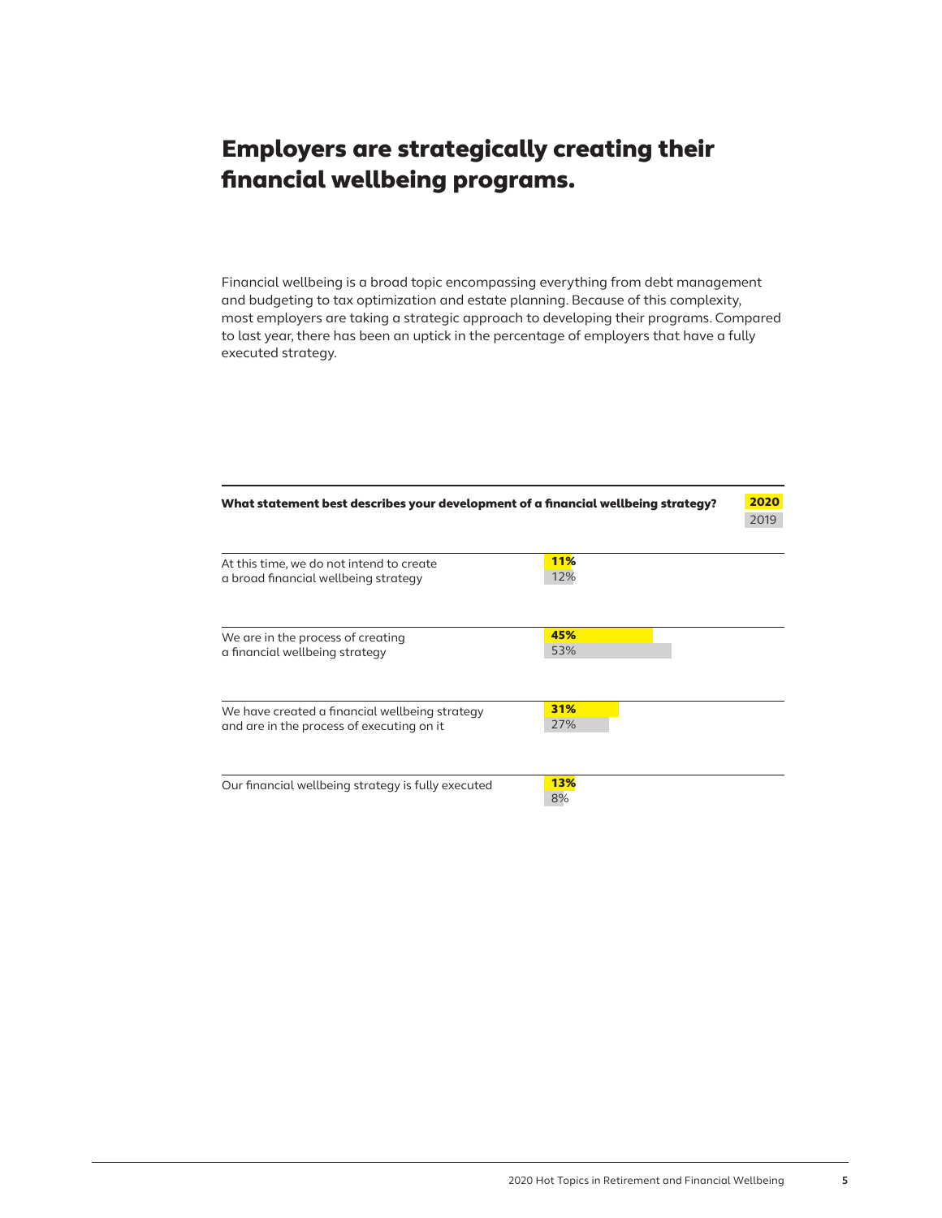# Employers are strategically creating their financial wellbeing programs.

Financial wellbeing is a broad topic encompassing everything from debt management and budgeting to tax optimization and estate planning. Because of this complexity, most employers are taking a strategic approach to developing their programs. Compared to last year, there has been an uptick in the percentage of employers that have a fully executed strategy.

| What statement best describes your development of a financial wellbeing strategy? | 2020 | 2019 |
| --- | --- | --- |
| At this time, we do not intend to create a broad financial wellbeing strategy | 11% | 12% |
| We are in the process of creating a financial wellbeing strategy | 45% | 53% |
| We have created a financial wellbeing strategy and are in the process of executing on it | 31% | 27% |
| Our financial wellbeing strategy is fully executed | 13% | 8% |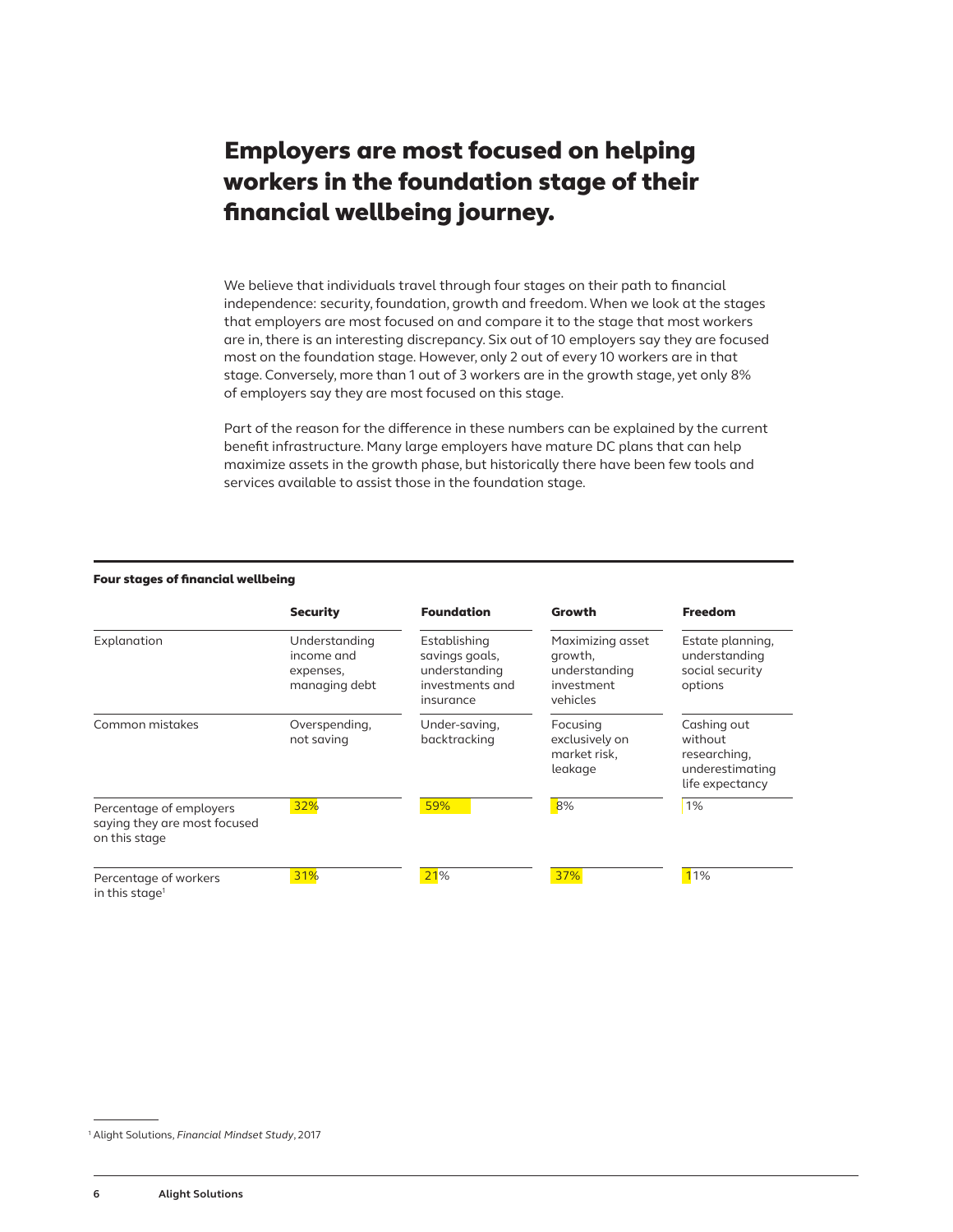# Employers are most focused on helping workers in the foundation stage of their financial wellbeing journey.

We believe that individuals travel through four stages on their path to financial independence: security, foundation, growth and freedom. When we look at the stages that employers are most focused on and compare it to the stage that most workers are in, there is an interesting discrepancy. Six out of 10 employers say they are focused most on the foundation stage. However, only 2 out of every 10 workers are in that stage. Conversely, more than 1 out of 3 workers are in the growth stage, yet only 8% of employers say they are most focused on this stage.

Part of the reason for the difference in these numbers can be explained by the current benefit infrastructure. Many large employers have mature DC plans that can help maximize assets in the growth phase, but historically there have been few tools and services available to assist those in the foundation stage.

**Four stages of financial wellbeing**

| | **Security** | **Foundation** | **Growth** | **Freedom** |
|---|---|---|---|---|
| Explanation | Understanding income and expenses, managing debt | Establishing savings goals, understanding investments and insurance | Maximizing asset growth, understanding investment vehicles | Estate planning, understanding social security options |
| Common mistakes | Overspending, not saving | Under-saving, backtracking | Focusing exclusively on market risk, leakage | Cashing out without researching, underestimating life expectancy |
| Percentage of employers saying they are most focused on this stage | 32% | 59% | 8% | 1% |
| Percentage of workers in this stage[1] | 31% | 21% | 37% | 11% |

[1] Alight Solutions, *Financial Mindset Study*, 2017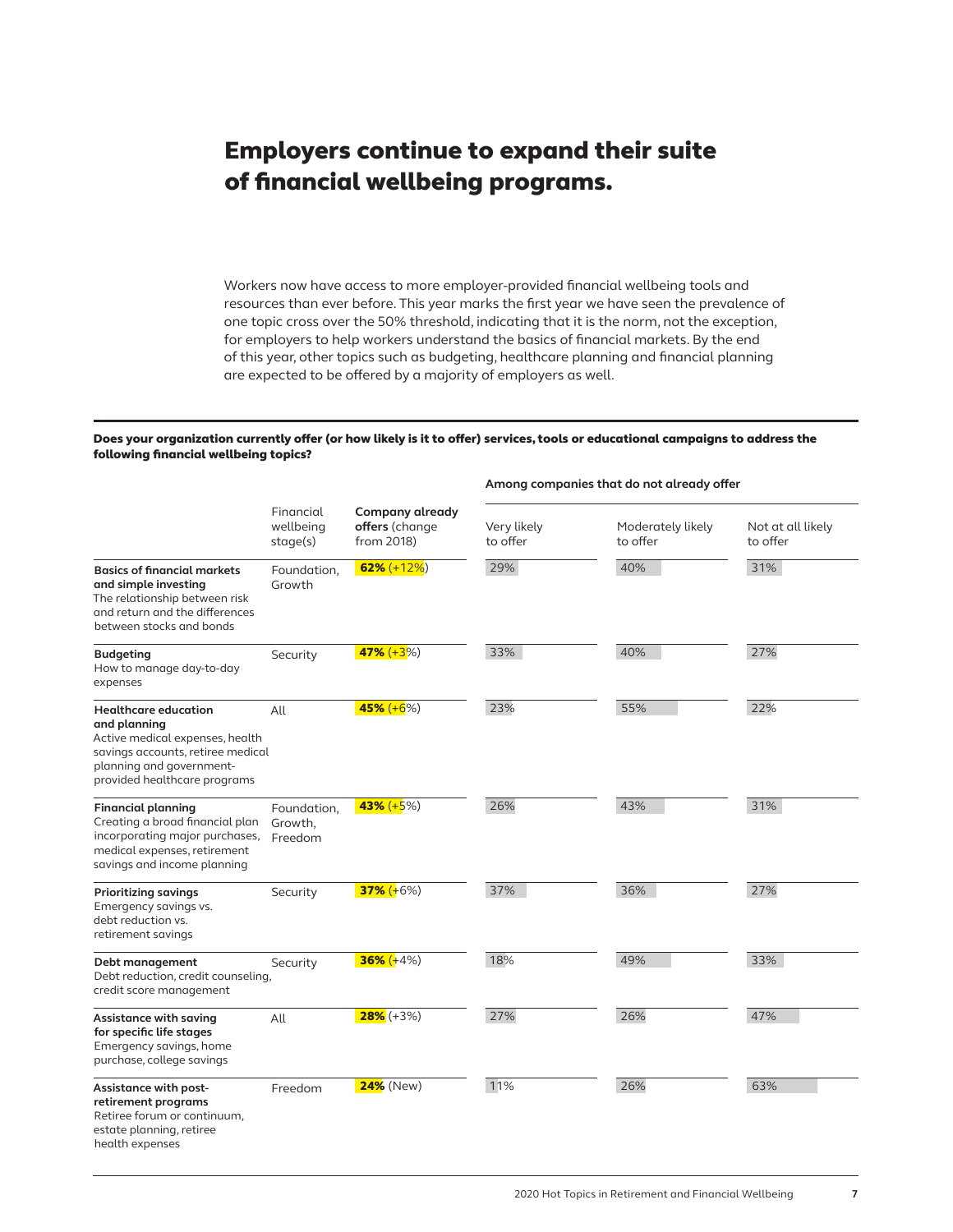# Employers continue to expand their suite of financial wellbeing programs.

Workers now have access to more employer-provided financial wellbeing tools and resources than ever before. This year marks the first year we have seen the prevalence of one topic cross over the 50% threshold, indicating that it is the norm, not the exception, for employers to help workers understand the basics of financial markets. By the end of this year, other topics such as budgeting, healthcare planning and financial planning are expected to be offered by a majority of employers as well.

**Does your organization currently offer (or how likely is it to offer) services, tools or educational campaigns to address the following financial wellbeing topics?**

| | Financial wellbeing stage(s) | **Company already offers** (change from 2018) | Among companies that do not already offer | | |
|---|---|---|---|---|---|
| | | | Very likely to offer | Moderately likely to offer | Not at all likely to offer |
| **Basics of financial markets and simple investing** The relationship between risk and return and the differences between stocks and bonds | Foundation, Growth | **62%** (+12%) | 29% | 40% | 31% |
| **Budgeting** How to manage day-to-day expenses | Security | **47%** (+3%) | 33% | 40% | 27% |
| **Healthcare education and planning** Active medical expenses, health savings accounts, retiree medical planning and government-provided healthcare programs | All | **45%** (+6%) | 23% | 55% | 22% |
| **Financial planning** Creating a broad financial plan incorporating major purchases, medical expenses, retirement savings and income planning | Foundation, Growth, Freedom | **43%** (+5%) | 26% | 43% | 31% |
| **Prioritizing savings** Emergency savings vs. debt reduction vs. retirement savings | Security | **37%** (+6%) | 37% | 36% | 27% |
| **Debt management** Debt reduction, credit counseling, credit score management | Security | **36%** (+4%) | 18% | 49% | 33% |
| **Assistance with saving for specific life stages** Emergency savings, home purchase, college savings | All | **28%** (+3%) | 27% | 26% | 47% |
| **Assistance with post-retirement programs** Retiree forum or continuum, estate planning, retiree health expenses | Freedom | **24%** (New) | 11% | 26% | 63% |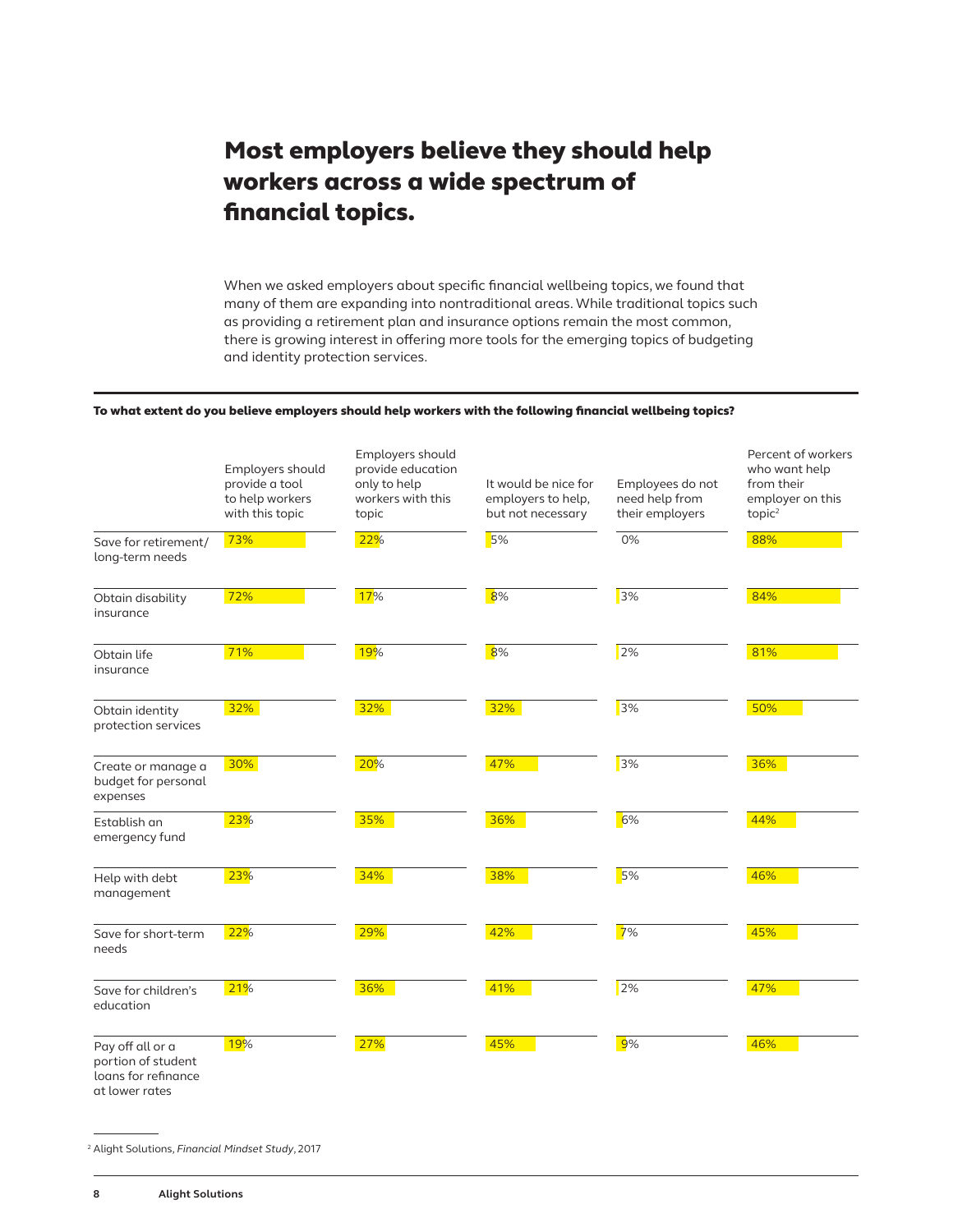# Most employers believe they should help workers across a wide spectrum of financial topics.

When we asked employers about specific financial wellbeing topics, we found that many of them are expanding into nontraditional areas. While traditional topics such as providing a retirement plan and insurance options remain the most common, there is growing interest in offering more tools for the emerging topics of budgeting and identity protection services.

**To what extent do you believe employers should help workers with the following financial wellbeing topics?**

| | Employers should provide a tool to help workers with this topic | Employers should provide education only to help workers with this topic | It would be nice for employers to help, but not necessary | Employees do not need help from their employers | Percent of workers who want help from their employer on this topic[2] |
|---|---|---|---|---|---|
| Save for retirement/ long-term needs | 73% | 22% | 5% | 0% | 88% |
| Obtain disability insurance | 72% | 17% | 8% | 3% | 84% |
| Obtain life insurance | 71% | 19% | 8% | 2% | 81% |
| Obtain identity protection services | 32% | 32% | 32% | 3% | 50% |
| Create or manage a budget for personal expenses | 30% | 20% | 47% | 3% | 36% |
| Establish an emergency fund | 23% | 35% | 36% | 6% | 44% |
| Help with debt management | 23% | 34% | 38% | 5% | 46% |
| Save for short-term needs | 22% | 29% | 42% | 7% | 45% |
| Save for children's education | 21% | 36% | 41% | 2% | 47% |
| Pay off all or a portion of student loans for refinance at lower rates | 19% | 27% | 45% | 9% | 46% |

[2] Alight Solutions, *Financial Mindset Study*, 2017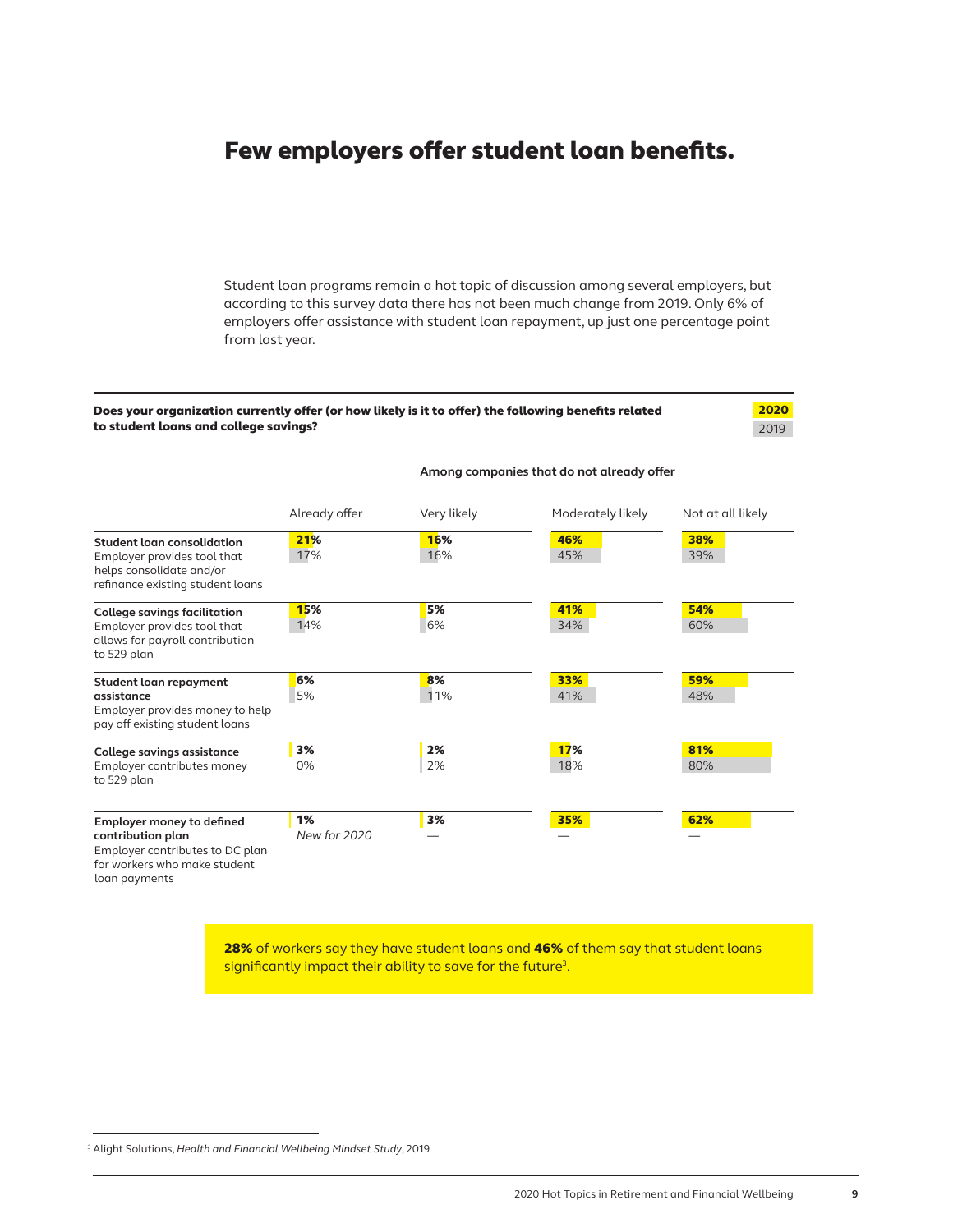# Few employers offer student loan benefits.

Student loan programs remain a hot topic of discussion among several employers, but according to this survey data there has not been much change from 2019. Only 6% of employers offer assistance with student loan repayment, up just one percentage point from last year.

**Does your organization currently offer (or how likely is it to offer) the following benefits related to student loans and college savings?**

**2020**
2019

| | Already offer | Among companies that do not already offer | | |
|---|---|---|---|---|
| | | Very likely | Moderately likely | Not at all likely |
| **Student loan consolidation** Employer provides tool that helps consolidate and/or refinance existing student loans | **21%** 17% | **16%** 16% | **46%** 45% | **38%** 39% |
| **College savings facilitation** Employer provides tool that allows for payroll contribution to 529 plan | **15%** 14% | **5%** 6% | **41%** 34% | **54%** 60% |
| **Student loan repayment assistance** Employer provides money to help pay off existing student loans | **6%** 5% | **8%** 11% | **33%** 41% | **59%** 48% |
| **College savings assistance** Employer contributes money to 529 plan | **3%** 0% | **2%** 2% | **17%** 18% | **81%** 80% |
| **Employer money to defined contribution plan** Employer contributes to DC plan for workers who make student loan payments | **1%** *New for 2020* | **3%** — | **35%** — | **62%** — |

**28%** of workers say they have student loans and **46%** of them say that student loans significantly impact their ability to save for the future[3].

[3] Alight Solutions, *Health and Financial Wellbeing Mindset Study*, 2019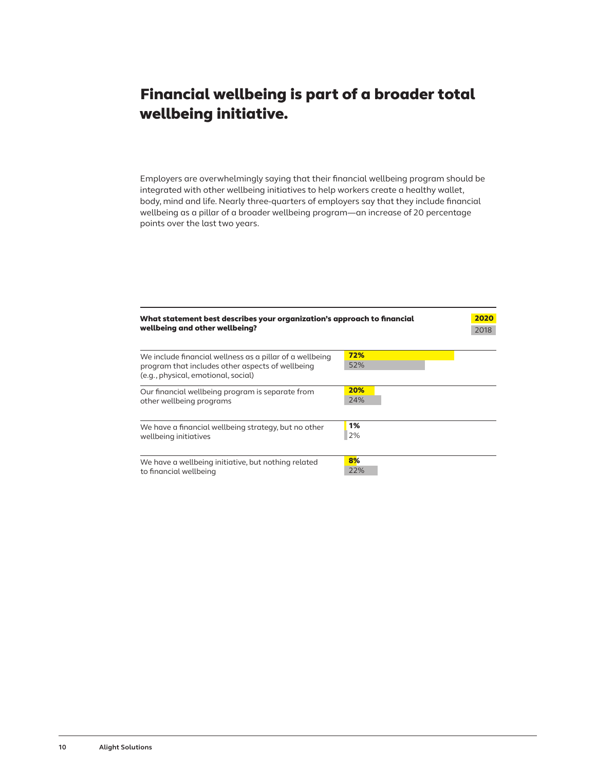# Financial wellbeing is part of a broader total wellbeing initiative.

Employers are overwhelmingly saying that their financial wellbeing program should be integrated with other wellbeing initiatives to help workers create a healthy wallet, body, mind and life. Nearly three-quarters of employers say that they include financial wellbeing as a pillar of a broader wellbeing program—an increase of 20 percentage points over the last two years.

| What statement best describes your organization's approach to financial wellbeing and other wellbeing? | 2020 | 2018 |
|---|---|---|
| We include financial wellness as a pillar of a wellbeing program that includes other aspects of wellbeing (e.g., physical, emotional, social) | 72% | 52% |
| Our financial wellbeing program is separate from other wellbeing programs | 20% | 24% |
| We have a financial wellbeing strategy, but no other wellbeing initiatives | 1% | 2% |
| We have a wellbeing initiative, but nothing related to financial wellbeing | 8% | 22% |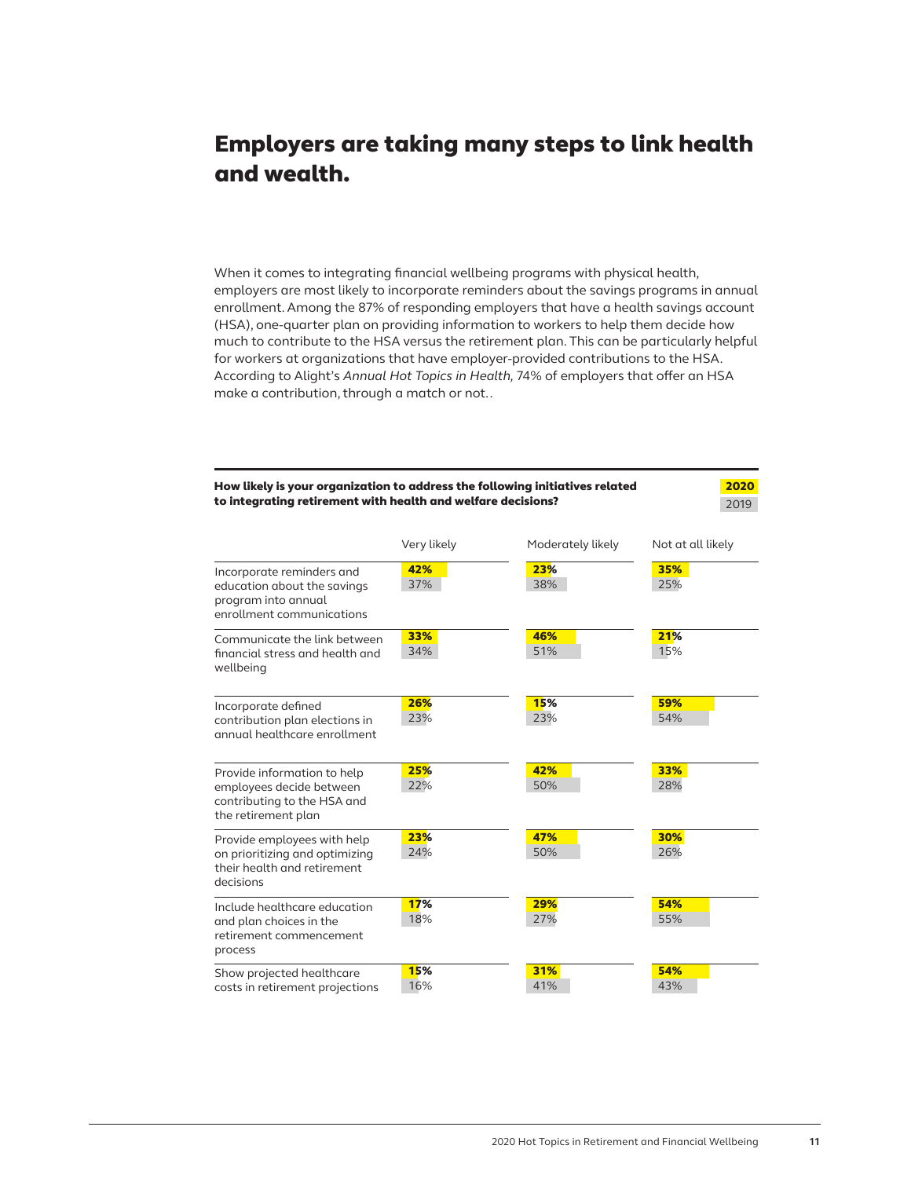# Employers are taking many steps to link health and wealth.

When it comes to integrating financial wellbeing programs with physical health, employers are most likely to incorporate reminders about the savings programs in annual enrollment. Among the 87% of responding employers that have a health savings account (HSA), one-quarter plan on providing information to workers to help them decide how much to contribute to the HSA versus the retirement plan. This can be particularly helpful for workers at organizations that have employer-provided contributions to the HSA. According to Alight's *Annual Hot Topics in Health,* 74% of employers that offer an HSA make a contribution, through a match or not..

**How likely is your organization to address the following initiatives related to integrating retirement with health and welfare decisions?**

| Initiative | Very likely 2020 | Very likely 2019 | Moderately likely 2020 | Moderately likely 2019 | Not at all likely 2020 | Not at all likely 2019 |
|---|---|---|---|---|---|---|
| Incorporate reminders and education about the savings program into annual enrollment communications | 42% | 37% | 23% | 38% | 35% | 25% |
| Communicate the link between financial stress and health and wellbeing | 33% | 34% | 46% | 51% | 21% | 15% |
| Incorporate defined contribution plan elections in annual healthcare enrollment | 26% | 23% | 15% | 23% | 59% | 54% |
| Provide information to help employees decide between contributing to the HSA and the retirement plan | 25% | 22% | 42% | 50% | 33% | 28% |
| Provide employees with help on prioritizing and optimizing their health and retirement decisions | 23% | 24% | 47% | 50% | 30% | 26% |
| Include healthcare education and plan choices in the retirement commencement process | 17% | 18% | 29% | 27% | 54% | 55% |
| Show projected healthcare costs in retirement projections | 15% | 16% | 31% | 41% | 54% | 43% |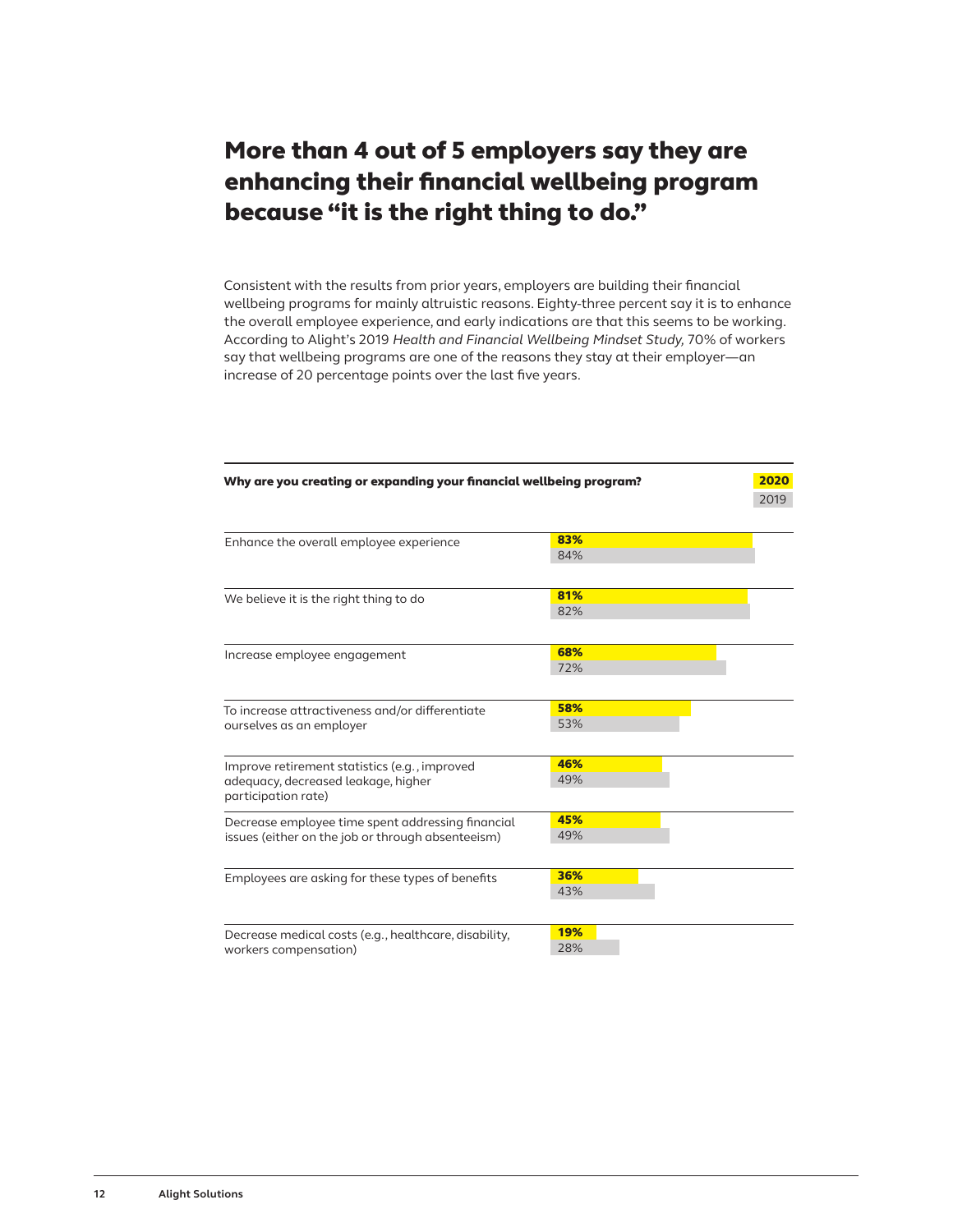# More than 4 out of 5 employers say they are enhancing their financial wellbeing program because "it is the right thing to do."

Consistent with the results from prior years, employers are building their financial wellbeing programs for mainly altruistic reasons. Eighty-three percent say it is to enhance the overall employee experience, and early indications are that this seems to be working. According to Alight's 2019 *Health and Financial Wellbeing Mindset Study,* 70% of workers say that wellbeing programs are one of the reasons they stay at their employer—an increase of 20 percentage points over the last five years.

**Why are you creating or expanding your financial wellbeing program?**

| | 2020 | 2019 |
|---|---|---|
| Enhance the overall employee experience | 83% | 84% |
| We believe it is the right thing to do | 81% | 82% |
| Increase employee engagement | 68% | 72% |
| To increase attractiveness and/or differentiate ourselves as an employer | 58% | 53% |
| Improve retirement statistics (e.g., improved adequacy, decreased leakage, higher participation rate) | 46% | 49% |
| Decrease employee time spent addressing financial issues (either on the job or through absenteeism) | 45% | 49% |
| Employees are asking for these types of benefits | 36% | 43% |
| Decrease medical costs (e.g., healthcare, disability, workers compensation) | 19% | 28% |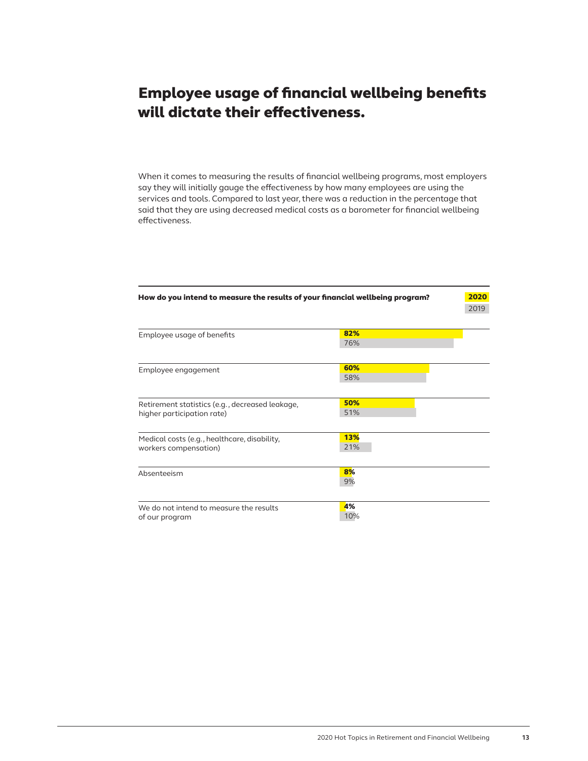# Employee usage of financial wellbeing benefits will dictate their effectiveness.

When it comes to measuring the results of financial wellbeing programs, most employers say they will initially gauge the effectiveness by how many employees are using the services and tools. Compared to last year, there was a reduction in the percentage that said that they are using decreased medical costs as a barometer for financial wellbeing effectiveness.

**How do you intend to measure the results of your financial wellbeing program?**

| | 2020 | 2019 |
|---|---|---|
| Employee usage of benefits | 82% | 76% |
| Employee engagement | 60% | 58% |
| Retirement statistics (e.g., decreased leakage, higher participation rate) | 50% | 51% |
| Medical costs (e.g., healthcare, disability, workers compensation) | 13% | 21% |
| Absenteeism | 8% | 9% |
| We do not intend to measure the results of our program | 4% | 10% |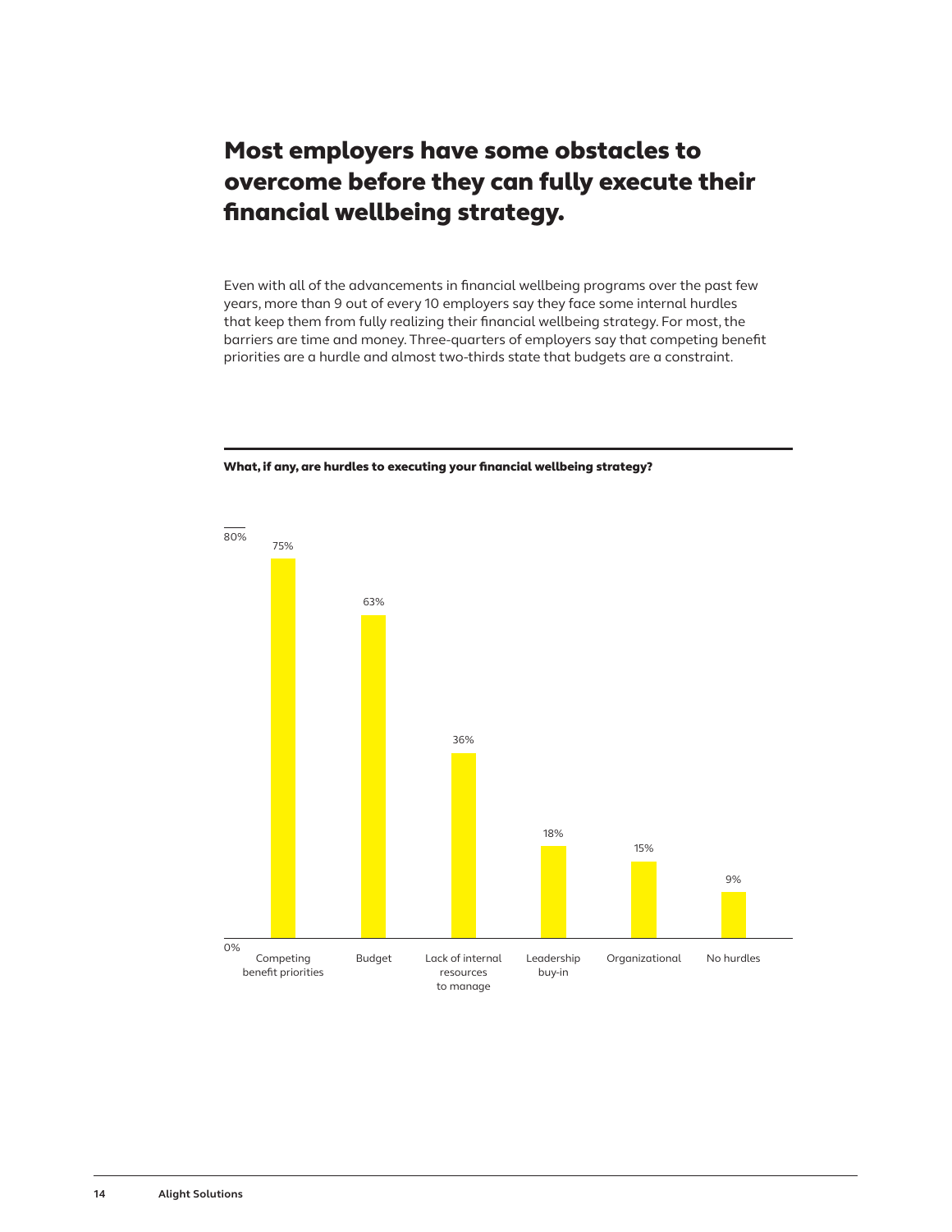# Most employers have some obstacles to overcome before they can fully execute their financial wellbeing strategy.

Even with all of the advancements in financial wellbeing programs over the past few years, more than 9 out of every 10 employers say they face some internal hurdles that keep them from fully realizing their financial wellbeing strategy. For most, the barriers are time and money. Three-quarters of employers say that competing benefit priorities are a hurdle and almost two-thirds state that budgets are a constraint.

**What, if any, are hurdles to executing your financial wellbeing strategy?**

| Hurdle | Percentage |
|---|---|
| Competing benefit priorities | 75% |
| Budget | 63% |
| Lack of internal resources to manage | 36% |
| Leadership buy-in | 18% |
| Organizational | 15% |
| No hurdles | 9% |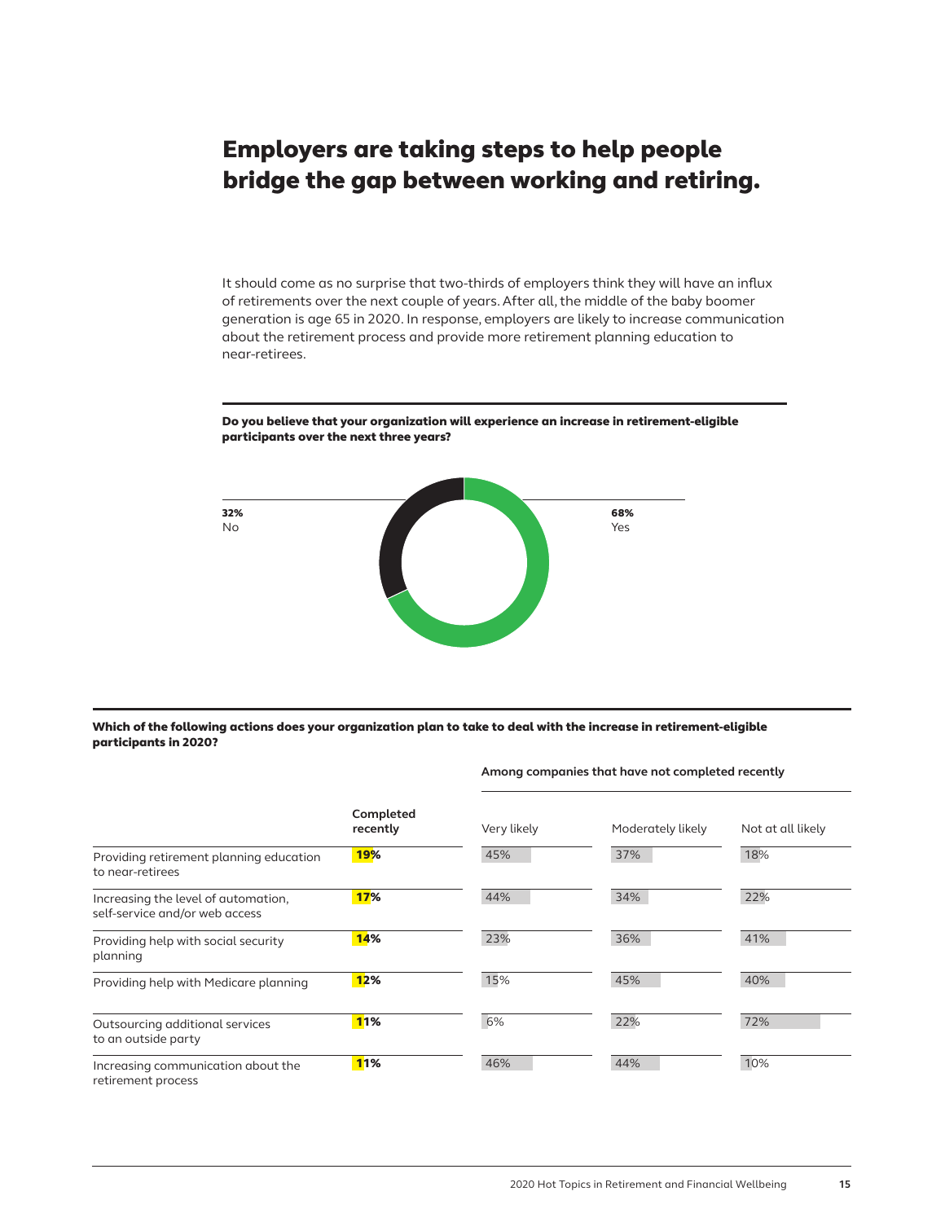# Employers are taking steps to help people bridge the gap between working and retiring.

It should come as no surprise that two-thirds of employers think they will have an influx of retirements over the next couple of years. After all, the middle of the baby boomer generation is age 65 in 2020. In response, employers are likely to increase communication about the retirement process and provide more retirement planning education to near-retirees.

**Do you believe that your organization will experience an increase in retirement-eligible participants over the next three years?**

**32%** No

**68%** Yes

**Which of the following actions does your organization plan to take to deal with the increase in retirement-eligible participants in 2020?**

| | Completed recently | Among companies that have not completed recently | | |
|---|---|---|---|---|
| | | Very likely | Moderately likely | Not at all likely |
| Providing retirement planning education to near-retirees | **19%** | 45% | 37% | 18% |
| Increasing the level of automation, self-service and/or web access | **17%** | 44% | 34% | 22% |
| Providing help with social security planning | **14%** | 23% | 36% | 41% |
| Providing help with Medicare planning | **12%** | 15% | 45% | 40% |
| Outsourcing additional services to an outside party | **11%** | 6% | 22% | 72% |
| Increasing communication about the retirement process | **11%** | 46% | 44% | 10% |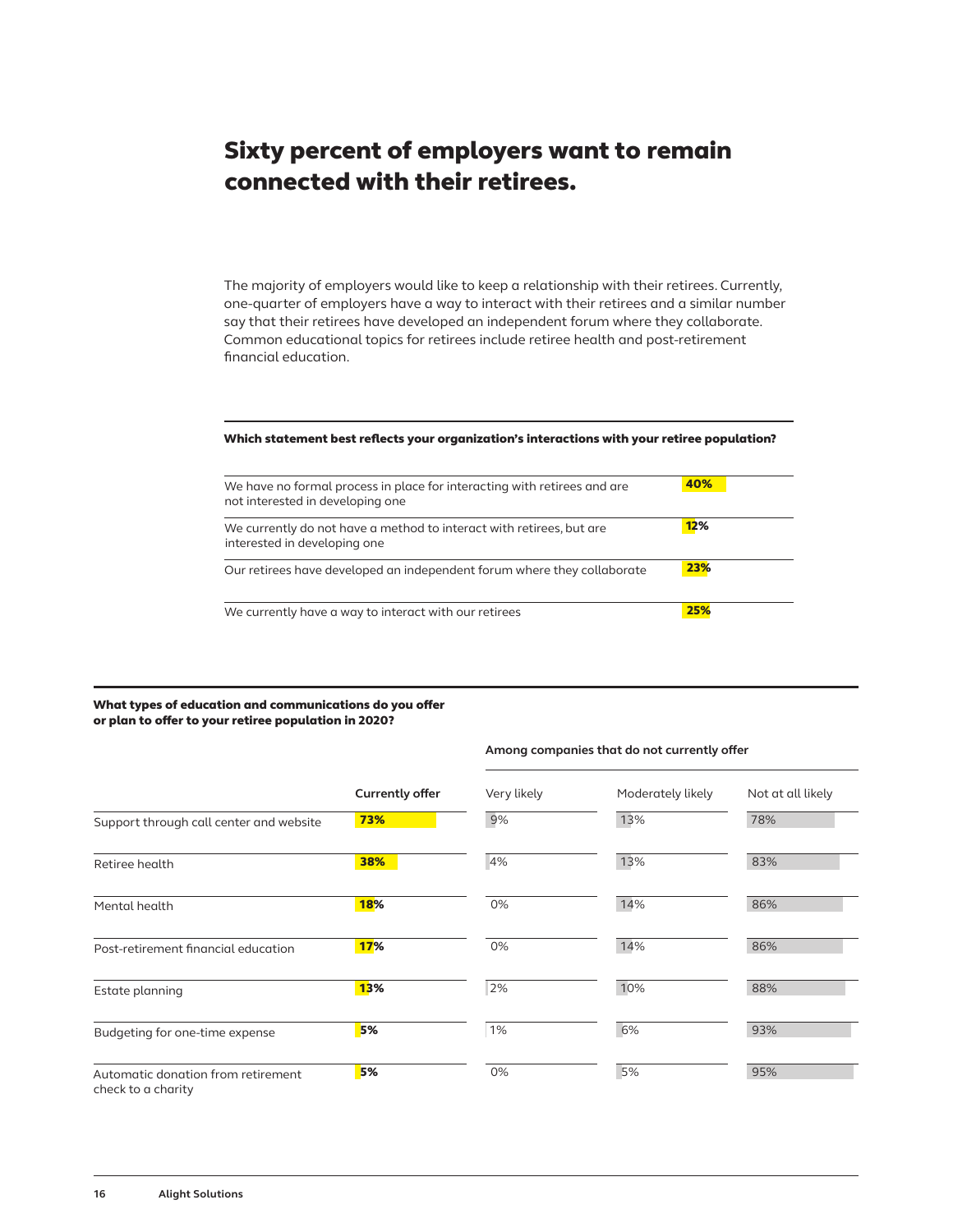# Sixty percent of employers want to remain connected with their retirees.

The majority of employers would like to keep a relationship with their retirees. Currently, one-quarter of employers have a way to interact with their retirees and a similar number say that their retirees have developed an independent forum where they collaborate. Common educational topics for retirees include retiree health and post-retirement financial education.

**Which statement best reflects your organization's interactions with your retiree population?**

| Statement | % |
|---|---|
| We have no formal process in place for interacting with retirees and are not interested in developing one | 40% |
| We currently do not have a method to interact with retirees, but are interested in developing one | 12% |
| Our retirees have developed an independent forum where they collaborate | 23% |
| We currently have a way to interact with our retirees | 25% |

**What types of education and communications do you offer or plan to offer to your retiree population in 2020?**

| | Currently offer | Among companies that do not currently offer | | |
|---|---|---|---|---|
| | | Very likely | Moderately likely | Not at all likely |
| Support through call center and website | 73% | 9% | 13% | 78% |
| Retiree health | 38% | 4% | 13% | 83% |
| Mental health | 18% | 0% | 14% | 86% |
| Post-retirement financial education | 17% | 0% | 14% | 86% |
| Estate planning | 13% | 2% | 10% | 88% |
| Budgeting for one-time expense | 5% | 1% | 6% | 93% |
| Automatic donation from retirement check to a charity | 5% | 0% | 5% | 95% |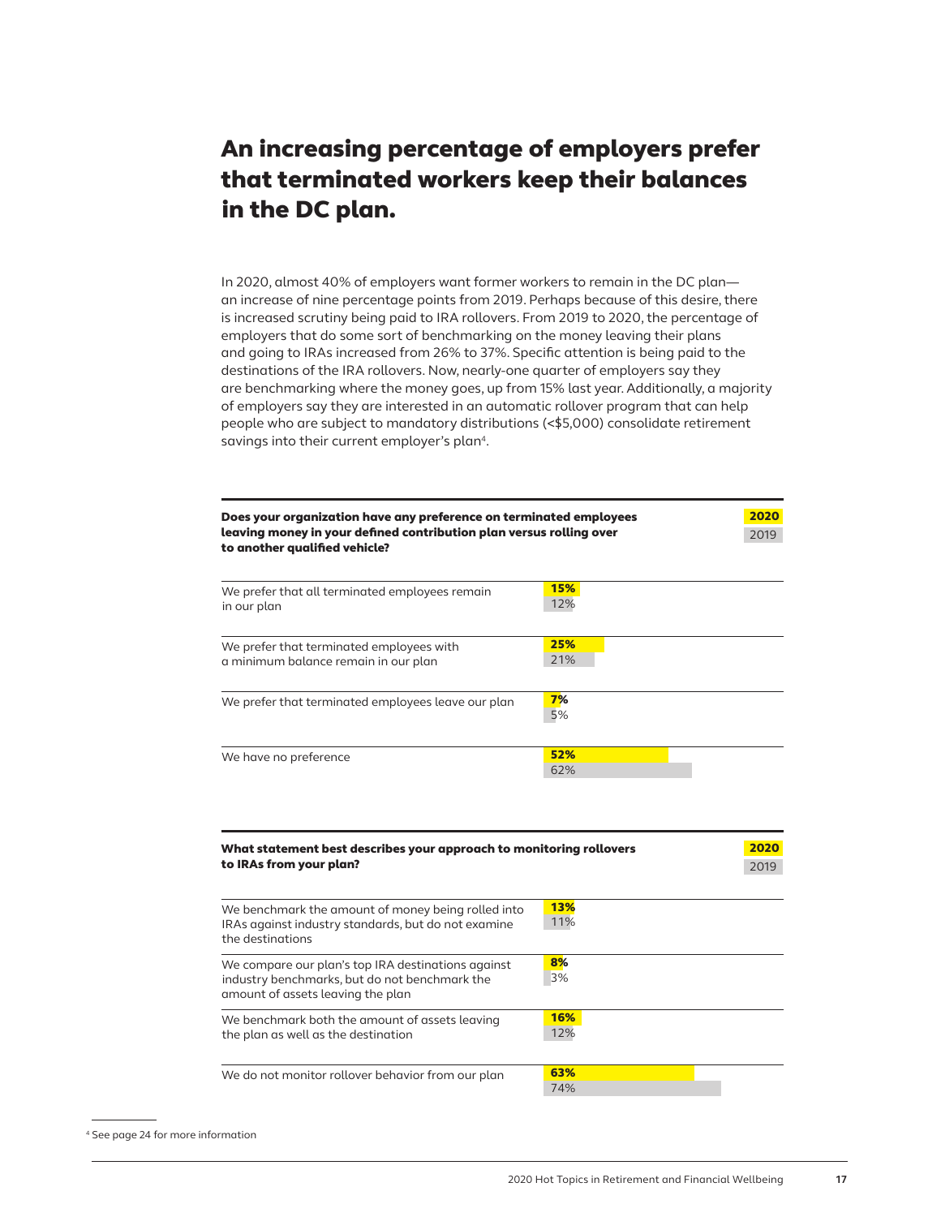# An increasing percentage of employers prefer that terminated workers keep their balances in the DC plan.

In 2020, almost 40% of employers want former workers to remain in the DC plan—an increase of nine percentage points from 2019. Perhaps because of this desire, there is increased scrutiny being paid to IRA rollovers. From 2019 to 2020, the percentage of employers that do some sort of benchmarking on the money leaving their plans and going to IRAs increased from 26% to 37%. Specific attention is being paid to the destinations of the IRA rollovers. Now, nearly-one quarter of employers say they are benchmarking where the money goes, up from 15% last year. Additionally, a majority of employers say they are interested in an automatic rollover program that can help people who are subject to mandatory distributions (<$5,000) consolidate retirement savings into their current employer's plan[4].

**Does your organization have any preference on terminated employees leaving money in your defined contribution plan versus rolling over to another qualified vehicle?**

| | 2020 | 2019 |
|---|---|---|
| We prefer that all terminated employees remain in our plan | 15% | 12% |
| We prefer that terminated employees with a minimum balance remain in our plan | 25% | 21% |
| We prefer that terminated employees leave our plan | 7% | 5% |
| We have no preference | 52% | 62% |

**What statement best describes your approach to monitoring rollovers to IRAs from your plan?**

| | 2020 | 2019 |
|---|---|---|
| We benchmark the amount of money being rolled into IRAs against industry standards, but do not examine the destinations | 13% | 11% |
| We compare our plan's top IRA destinations against industry benchmarks, but do not benchmark the amount of assets leaving the plan | 8% | 3% |
| We benchmark both the amount of assets leaving the plan as well as the destination | 16% | 12% |
| We do not monitor rollover behavior from our plan | 63% | 74% |

[4] See page 24 for more information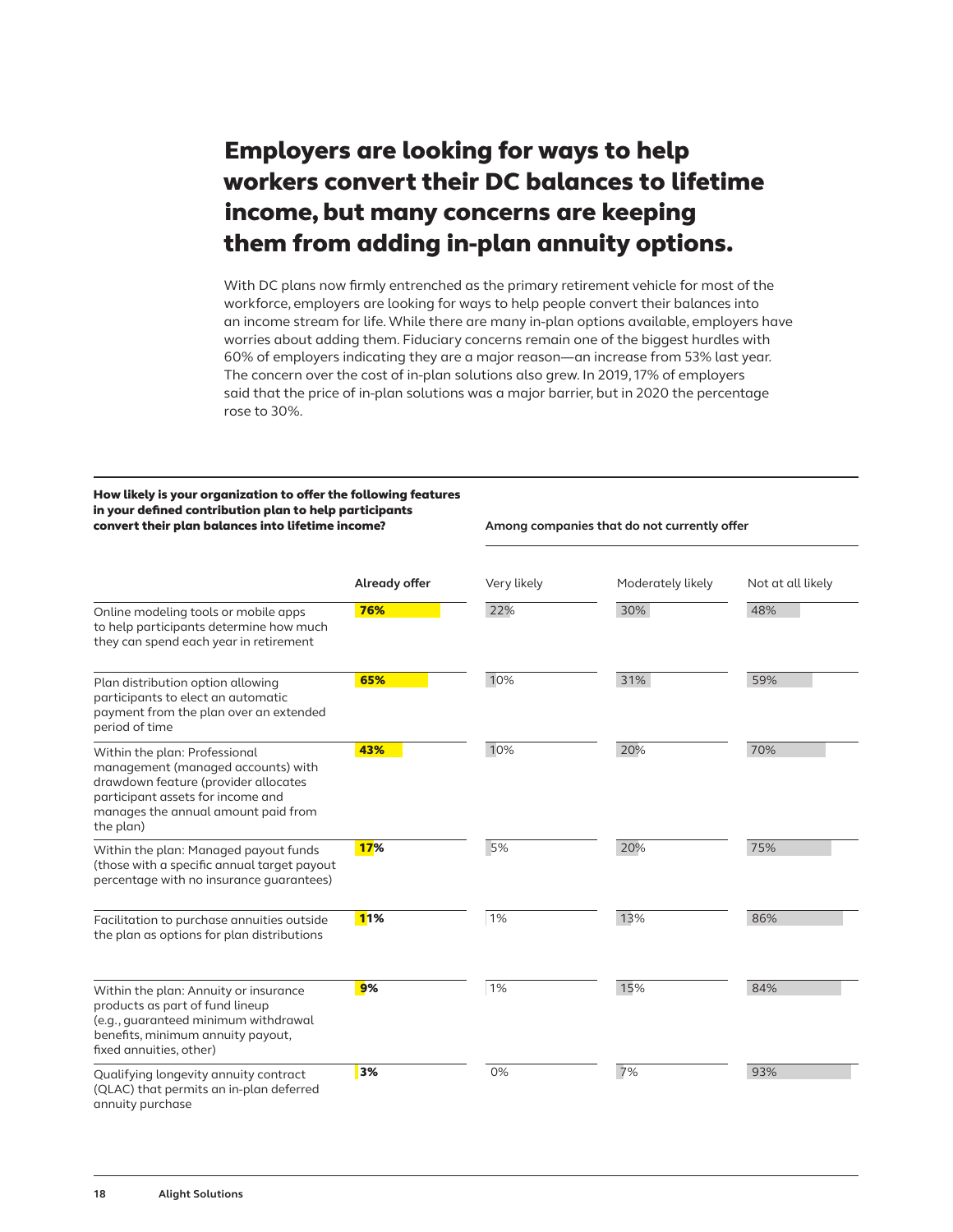# Employers are looking for ways to help workers convert their DC balances to lifetime income, but many concerns are keeping them from adding in-plan annuity options.

With DC plans now firmly entrenched as the primary retirement vehicle for most of the workforce, employers are looking for ways to help people convert their balances into an income stream for life. While there are many in-plan options available, employers have worries about adding them. Fiduciary concerns remain one of the biggest hurdles with 60% of employers indicating they are a major reason—an increase from 53% last year. The concern over the cost of in-plan solutions also grew. In 2019, 17% of employers said that the price of in-plan solutions was a major barrier, but in 2020 the percentage rose to 30%.

**How likely is your organization to offer the following features in your defined contribution plan to help participants convert their plan balances into lifetime income?**

| | | Among companies that do not currently offer | | |
|---|---|---|---|---|
| | Already offer | Very likely | Moderately likely | Not at all likely |
| Online modeling tools or mobile apps to help participants determine how much they can spend each year in retirement | 76% | 22% | 30% | 48% |
| Plan distribution option allowing participants to elect an automatic payment from the plan over an extended period of time | 65% | 10% | 31% | 59% |
| Within the plan: Professional management (managed accounts) with drawdown feature (provider allocates participant assets for income and manages the annual amount paid from the plan) | 43% | 10% | 20% | 70% |
| Within the plan: Managed payout funds (those with a specific annual target payout percentage with no insurance guarantees) | 17% | 5% | 20% | 75% |
| Facilitation to purchase annuities outside the plan as options for plan distributions | 11% | 1% | 13% | 86% |
| Within the plan: Annuity or insurance products as part of fund lineup (e.g., guaranteed minimum withdrawal benefits, minimum annuity payout, fixed annuities, other) | 9% | 1% | 15% | 84% |
| Qualifying longevity annuity contract (QLAC) that permits an in-plan deferred annuity purchase | 3% | 0% | 7% | 93% |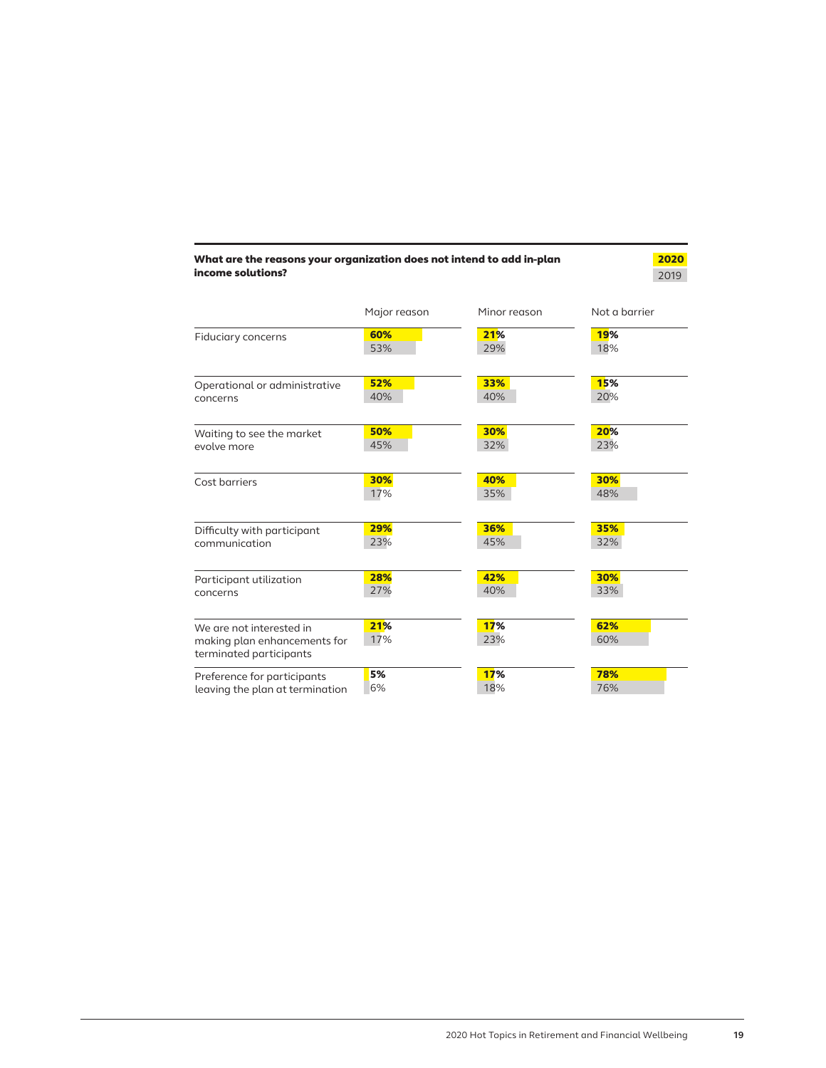**What are the reasons your organization does not intend to add in-plan income solutions?**

| | Major reason | | Minor reason | | Not a barrier | |
|---|---|---|---|---|---|---|
| | 2020 | 2019 | 2020 | 2019 | 2020 | 2019 |
| Fiduciary concerns | 60% | 53% | 21% | 29% | 19% | 18% |
| Operational or administrative concerns | 52% | 40% | 33% | 40% | 15% | 20% |
| Waiting to see the market evolve more | 50% | 45% | 30% | 32% | 20% | 23% |
| Cost barriers | 30% | 17% | 40% | 35% | 30% | 48% |
| Difficulty with participant communication | 29% | 23% | 36% | 45% | 35% | 32% |
| Participant utilization concerns | 28% | 27% | 42% | 40% | 30% | 33% |
| We are not interested in making plan enhancements for terminated participants | 21% | 17% | 17% | 23% | 62% | 60% |
| Preference for participants leaving the plan at termination | 5% | 6% | 17% | 18% | 78% | 76% |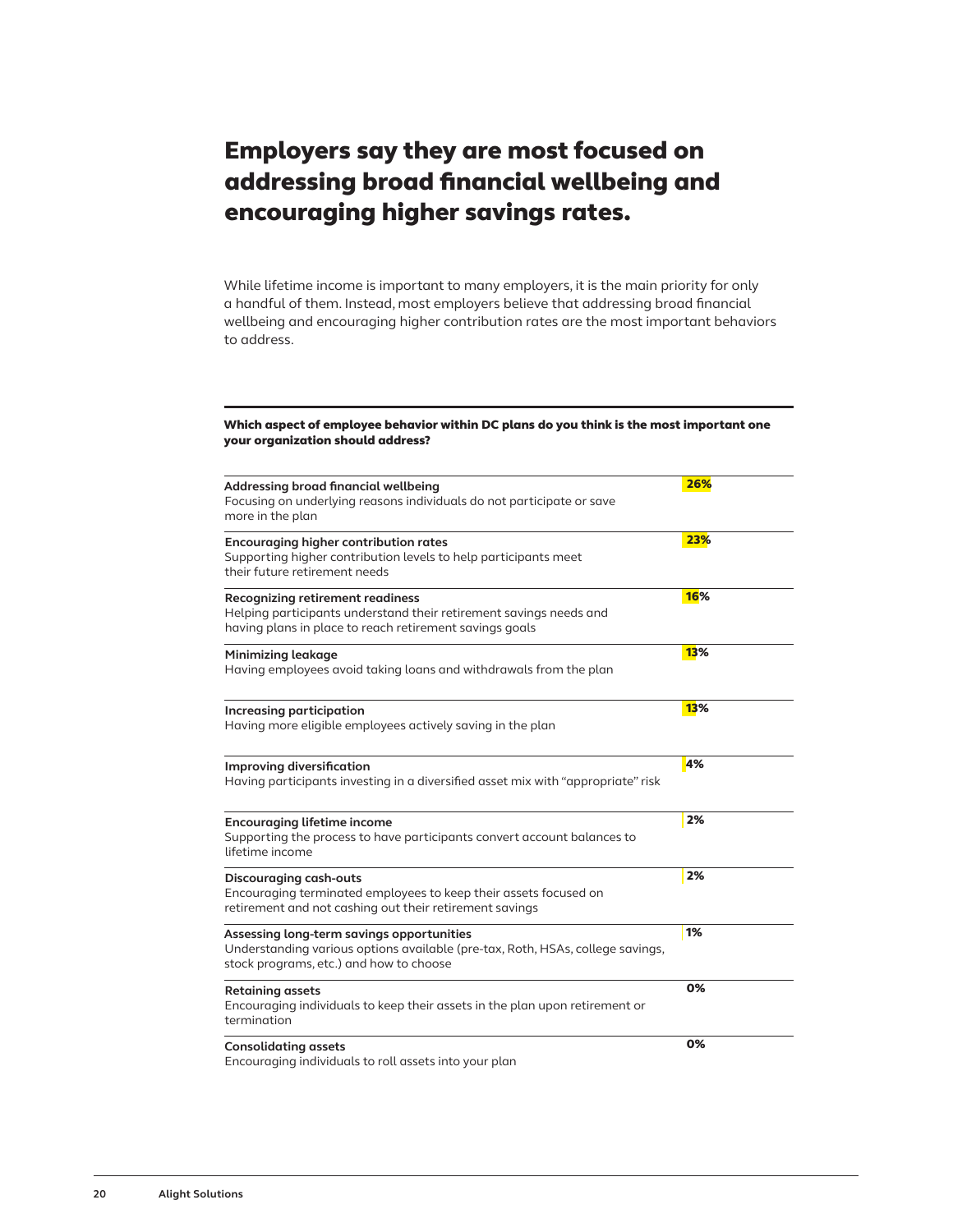# Employers say they are most focused on addressing broad financial wellbeing and encouraging higher savings rates.

While lifetime income is important to many employers, it is the main priority for only a handful of them. Instead, most employers believe that addressing broad financial wellbeing and encouraging higher contribution rates are the most important behaviors to address.

**Which aspect of employee behavior within DC plans do you think is the most important one your organization should address?**

| Aspect | % |
|---|---|
| **Addressing broad financial wellbeing**<br>Focusing on underlying reasons individuals do not participate or save more in the plan | 26% |
| **Encouraging higher contribution rates**<br>Supporting higher contribution levels to help participants meet their future retirement needs | 23% |
| **Recognizing retirement readiness**<br>Helping participants understand their retirement savings needs and having plans in place to reach retirement savings goals | 16% |
| **Minimizing leakage**<br>Having employees avoid taking loans and withdrawals from the plan | 13% |
| **Increasing participation**<br>Having more eligible employees actively saving in the plan | 13% |
| **Improving diversification**<br>Having participants investing in a diversified asset mix with "appropriate" risk | 4% |
| **Encouraging lifetime income**<br>Supporting the process to have participants convert account balances to lifetime income | 2% |
| **Discouraging cash-outs**<br>Encouraging terminated employees to keep their assets focused on retirement and not cashing out their retirement savings | 2% |
| **Assessing long-term savings opportunities**<br>Understanding various options available (pre-tax, Roth, HSAs, college savings, stock programs, etc.) and how to choose | 1% |
| **Retaining assets**<br>Encouraging individuals to keep their assets in the plan upon retirement or termination | 0% |
| **Consolidating assets**<br>Encouraging individuals to roll assets into your plan | 0% |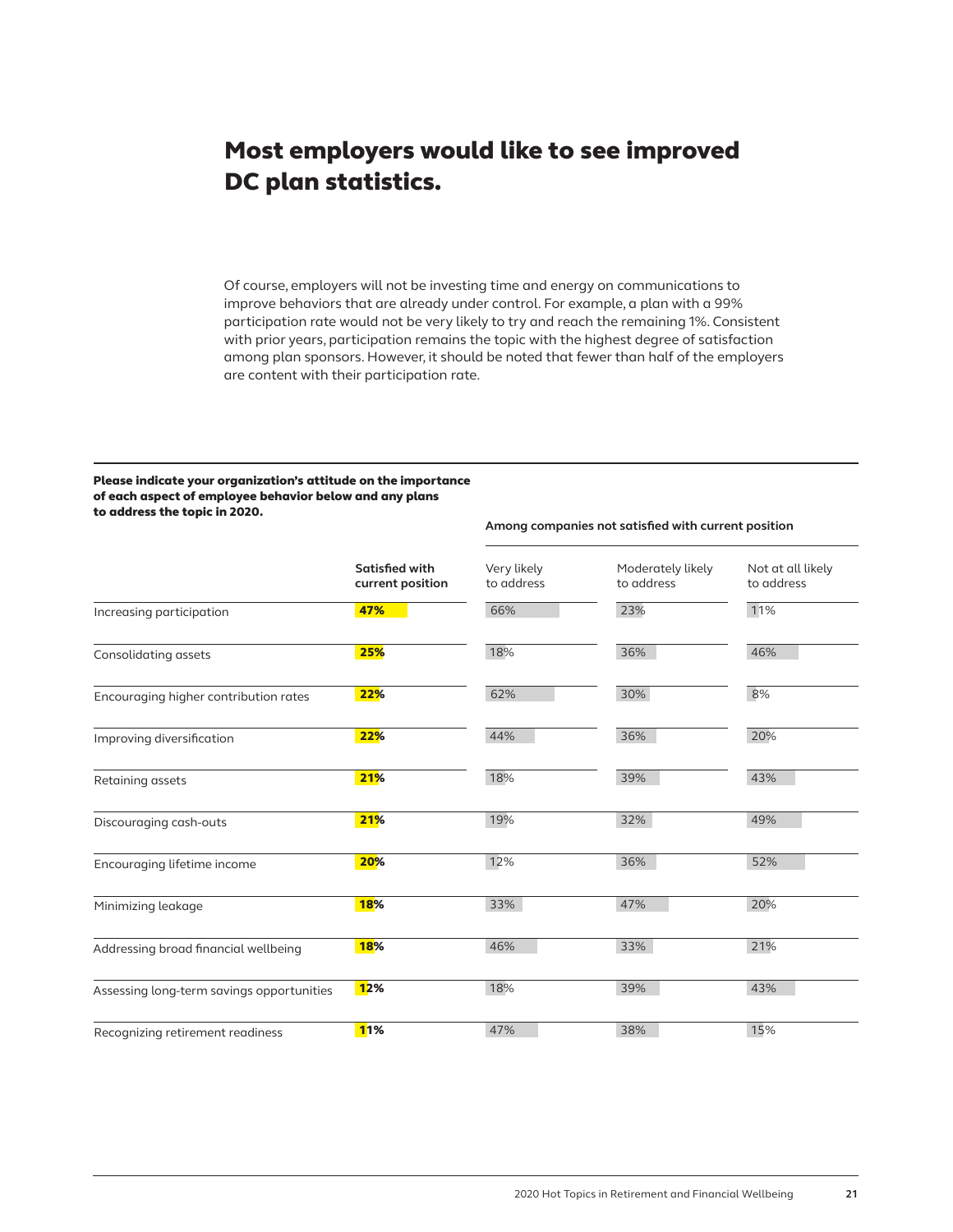# Most employers would like to see improved DC plan statistics.

Of course, employers will not be investing time and energy on communications to improve behaviors that are already under control. For example, a plan with a 99% participation rate would not be very likely to try and reach the remaining 1%. Consistent with prior years, participation remains the topic with the highest degree of satisfaction among plan sponsors. However, it should be noted that fewer than half of the employers are content with their participation rate.

**Please indicate your organization's attitude on the importance of each aspect of employee behavior below and any plans to address the topic in 2020.**

| | | **Among companies not satisfied with current position** | | |
|---|---|---|---|---|
| | **Satisfied with current position** | Very likely to address | Moderately likely to address | Not at all likely to address |
| Increasing participation | **47%** | 66% | 23% | 11% |
| Consolidating assets | **25%** | 18% | 36% | 46% |
| Encouraging higher contribution rates | **22%** | 62% | 30% | 8% |
| Improving diversification | **22%** | 44% | 36% | 20% |
| Retaining assets | **21%** | 18% | 39% | 43% |
| Discouraging cash-outs | **21%** | 19% | 32% | 49% |
| Encouraging lifetime income | **20%** | 12% | 36% | 52% |
| Minimizing leakage | **18%** | 33% | 47% | 20% |
| Addressing broad financial wellbeing | **18%** | 46% | 33% | 21% |
| Assessing long-term savings opportunities | **12%** | 18% | 39% | 43% |
| Recognizing retirement readiness | **11%** | 47% | 38% | 15% |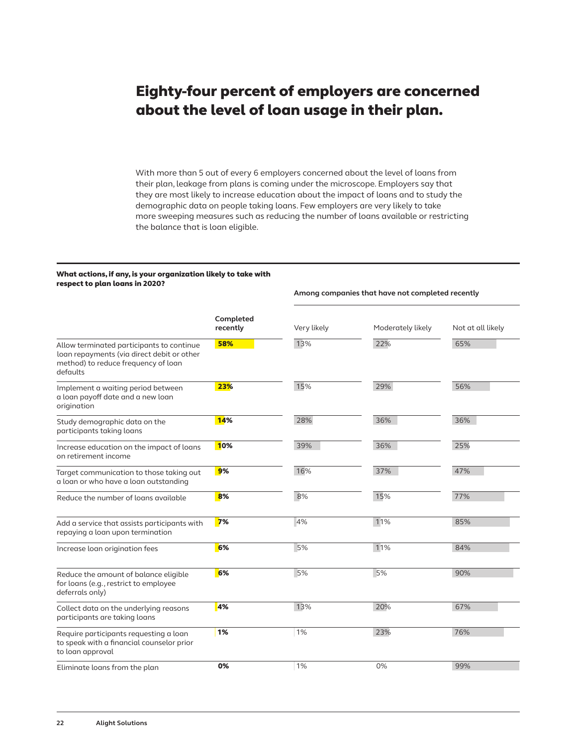# Eighty-four percent of employers are concerned about the level of loan usage in their plan.

With more than 5 out of every 6 employers concerned about the level of loans from their plan, leakage from plans is coming under the microscope. Employers say that they are most likely to increase education about the impact of loans and to study the demographic data on people taking loans. Few employers are very likely to take more sweeping measures such as reducing the number of loans available or restricting the balance that is loan eligible.

**What actions, if any, is your organization likely to take with respect to plan loans in 2020?**

| | Completed recently | Among companies that have not completed recently | | |
|---|---|---|---|---|
| | | Very likely | Moderately likely | Not at all likely |
| Allow terminated participants to continue loan repayments (via direct debit or other method) to reduce frequency of loan defaults | 58% | 13% | 22% | 65% |
| Implement a waiting period between a loan payoff date and a new loan origination | 23% | 15% | 29% | 56% |
| Study demographic data on the participants taking loans | 14% | 28% | 36% | 36% |
| Increase education on the impact of loans on retirement income | 10% | 39% | 36% | 25% |
| Target communication to those taking out a loan or who have a loan outstanding | 9% | 16% | 37% | 47% |
| Reduce the number of loans available | 8% | 8% | 15% | 77% |
| Add a service that assists participants with repaying a loan upon termination | 7% | 4% | 11% | 85% |
| Increase loan origination fees | 6% | 5% | 11% | 84% |
| Reduce the amount of balance eligible for loans (e.g., restrict to employee deferrals only) | 6% | 5% | 5% | 90% |
| Collect data on the underlying reasons participants are taking loans | 4% | 13% | 20% | 67% |
| Require participants requesting a loan to speak with a financial counselor prior to loan approval | 1% | 1% | 23% | 76% |
| Eliminate loans from the plan | 0% | 1% | 0% | 99% |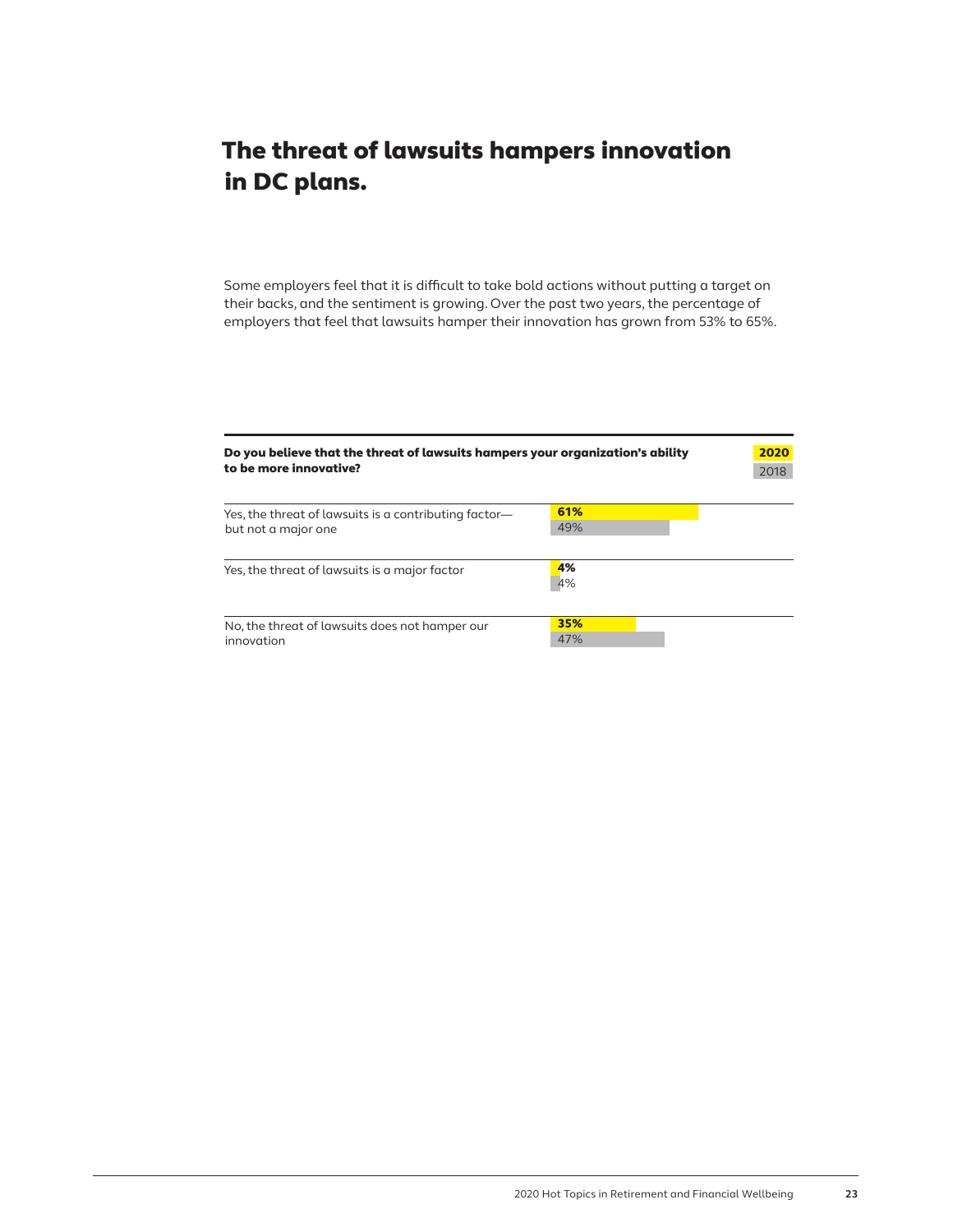# The threat of lawsuits hampers innovation in DC plans.

Some employers feel that it is difficult to take bold actions without putting a target on their backs, and the sentiment is growing. Over the past two years, the percentage of employers that feel that lawsuits hamper their innovation has grown from 53% to 65%.

| Do you believe that the threat of lawsuits hampers your organization's ability to be more innovative? | 2020 | 2018 |
|---|---|---|
| Yes, the threat of lawsuits is a contributing factor—but not a major one | 61% | 49% |
| Yes, the threat of lawsuits is a major factor | 4% | 4% |
| No, the threat of lawsuits does not hamper our innovation | 35% | 47% |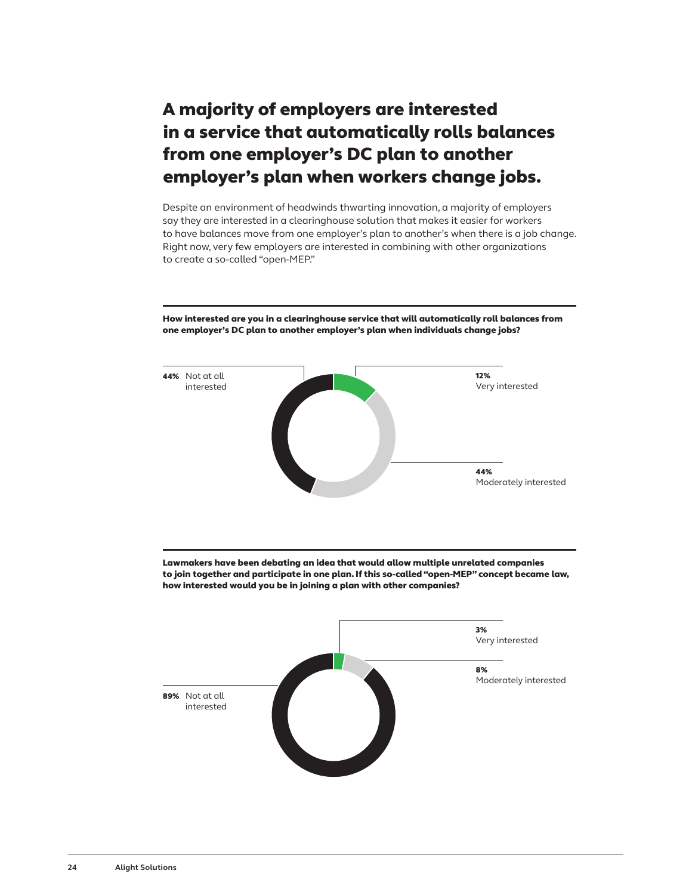# A majority of employers are interested in a service that automatically rolls balances from one employer's DC plan to another employer's plan when workers change jobs.

Despite an environment of headwinds thwarting innovation, a majority of employers say they are interested in a clearinghouse solution that makes it easier for workers to have balances move from one employer's plan to another's when there is a job change. Right now, very few employers are interested in combining with other organizations to create a so-called "open-MEP."

**How interested are you in a clearinghouse service that will automatically roll balances from one employer's DC plan to another employer's plan when individuals change jobs?**

**44%** Not at all interested

**12%** Very interested

**44%** Moderately interested

**Lawmakers have been debating an idea that would allow multiple unrelated companies to join together and participate in one plan. If this so-called "open-MEP" concept became law, how interested would you be in joining a plan with other companies?**

**3%** Very interested

**8%** Moderately interested

**89%** Not at all interested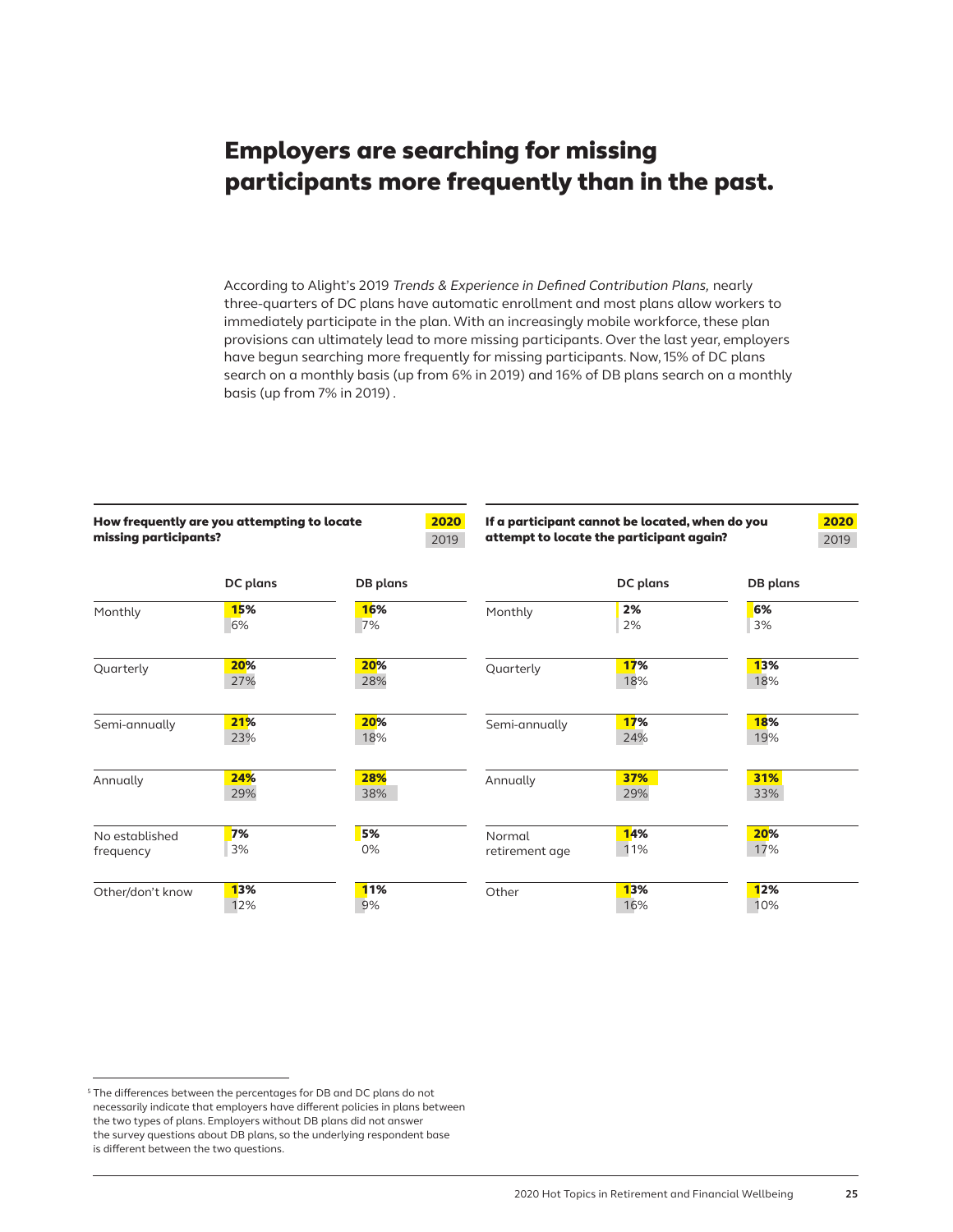# Employers are searching for missing participants more frequently than in the past.

According to Alight's 2019 *Trends & Experience in Defined Contribution Plans,* nearly three-quarters of DC plans have automatic enrollment and most plans allow workers to immediately participate in the plan. With an increasingly mobile workforce, these plan provisions can ultimately lead to more missing participants. Over the last year, employers have begun searching more frequently for missing participants. Now, 15% of DC plans search on a monthly basis (up from 6% in 2019) and 16% of DB plans search on a monthly basis (up from 7% in 2019) .

**How frequently are you attempting to locate missing participants?**

| | DC plans 2020 | DC plans 2019 | DB plans 2020 | DB plans 2019 |
|---|---|---|---|---|
| Monthly | 15% | 6% | 16% | 7% |
| Quarterly | 20% | 27% | 20% | 28% |
| Semi-annually | 21% | 23% | 20% | 18% |
| Annually | 24% | 29% | 28% | 38% |
| No established frequency | 7% | 3% | 5% | 0% |
| Other/don't know | 13% | 12% | 11% | 9% |

**If a participant cannot be located, when do you attempt to locate the participant again?**

| | DC plans 2020 | DC plans 2019 | DB plans 2020 | DB plans 2019 |
|---|---|---|---|---|
| Monthly | 2% | 2% | 6% | 3% |
| Quarterly | 17% | 18% | 13% | 18% |
| Semi-annually | 17% | 24% | 18% | 19% |
| Annually | 37% | 29% | 31% | 33% |
| Normal retirement age | 14% | 11% | 20% | 17% |
| Other | 13% | 16% | 12% | 10% |

[5] The differences between the percentages for DB and DC plans do not necessarily indicate that employers have different policies in plans between the two types of plans. Employers without DB plans did not answer the survey questions about DB plans, so the underlying respondent base is different between the two questions.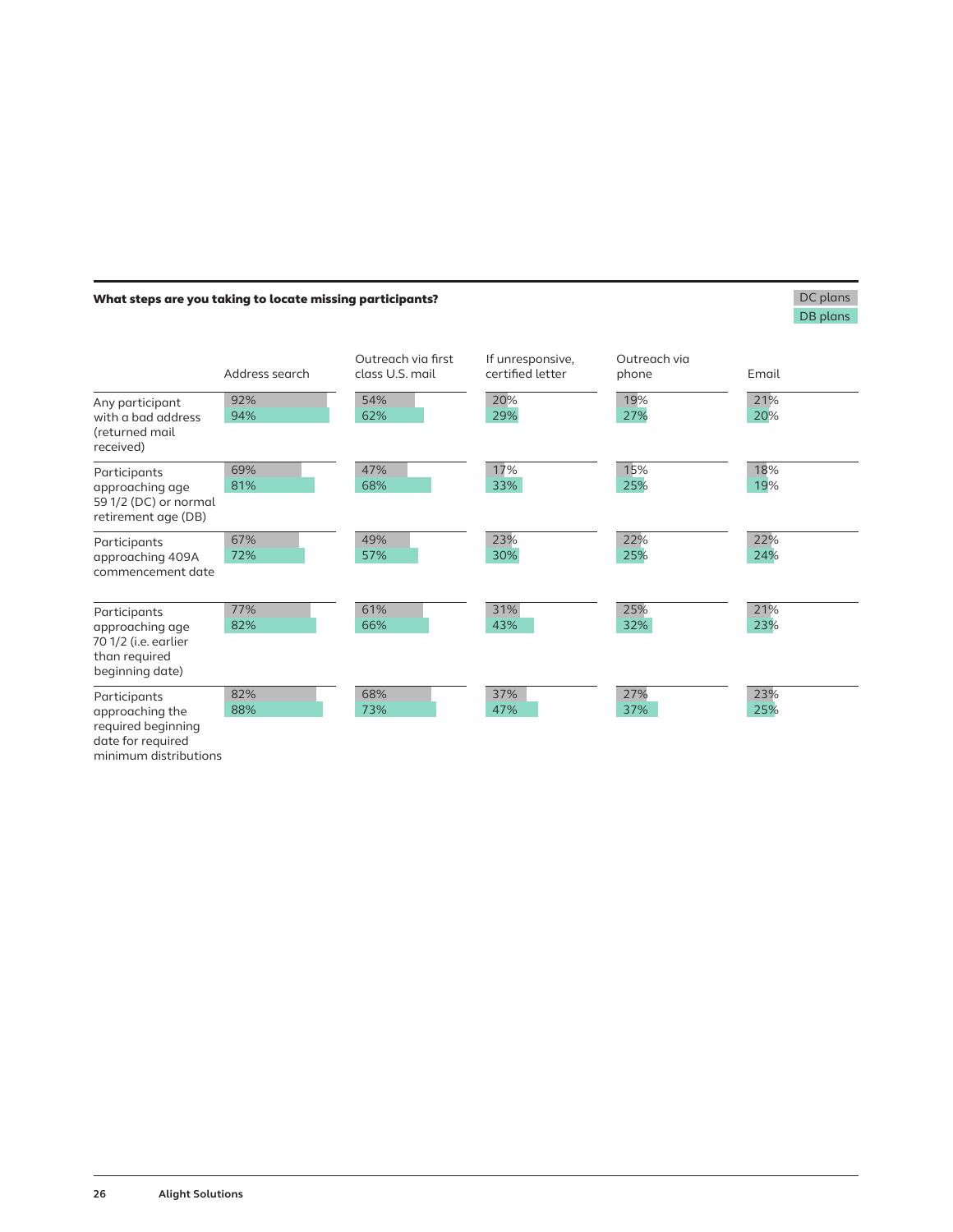**What steps are you taking to locate missing participants?**

| | Address search | | Outreach via first class U.S. mail | | If unresponsive, certified letter | | Outreach via phone | | Email | |
|---|---|---|---|---|---|---|---|---|---|---|
| | DC plans | DB plans | DC plans | DB plans | DC plans | DB plans | DC plans | DB plans | DC plans | DB plans |
| Any participant with a bad address (returned mail received) | 92% | 94% | 54% | 62% | 20% | 29% | 19% | 27% | 21% | 20% |
| Participants approaching age 59 1/2 (DC) or normal retirement age (DB) | 69% | 81% | 47% | 68% | 17% | 33% | 15% | 25% | 18% | 19% |
| Participants approaching 409A commencement date | 67% | 72% | 49% | 57% | 23% | 30% | 22% | 25% | 22% | 24% |
| Participants approaching age 70 1/2 (i.e. earlier than required beginning date) | 77% | 82% | 61% | 66% | 31% | 43% | 25% | 32% | 21% | 23% |
| Participants approaching the required beginning date for required minimum distributions | 82% | 88% | 68% | 73% | 37% | 47% | 27% | 37% | 23% | 25% |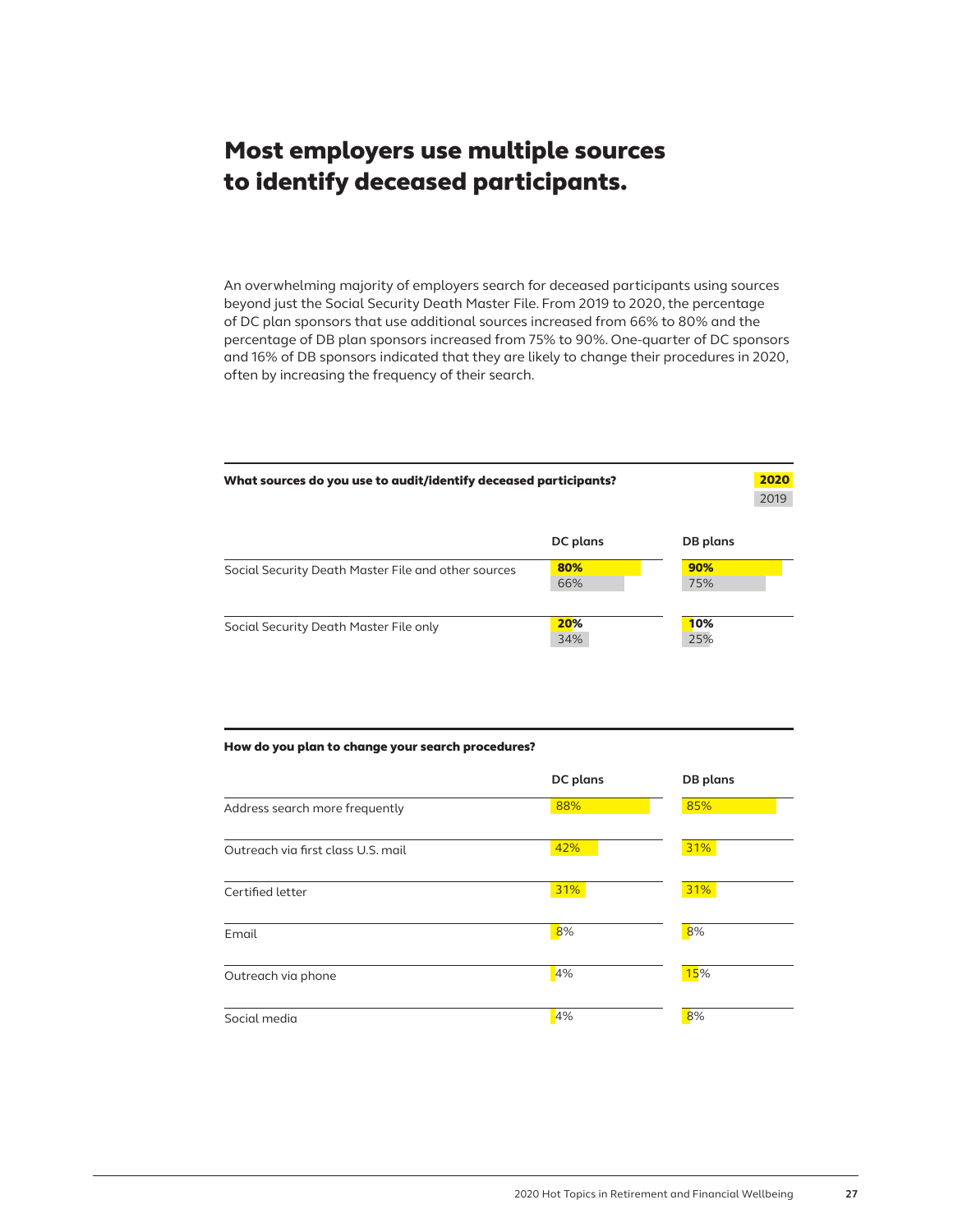# Most employers use multiple sources to identify deceased participants.

An overwhelming majority of employers search for deceased participants using sources beyond just the Social Security Death Master File. From 2019 to 2020, the percentage of DC plan sponsors that use additional sources increased from 66% to 80% and the percentage of DB plan sponsors increased from 75% to 90%. One-quarter of DC sponsors and 16% of DB sponsors indicated that they are likely to change their procedures in 2020, often by increasing the frequency of their search.

**What sources do you use to audit/identify deceased participants?**

| | DC plans 2020 | DC plans 2019 | DB plans 2020 | DB plans 2019 |
|---|---|---|---|---|
| Social Security Death Master File and other sources | 80% | 66% | 90% | 75% |
| Social Security Death Master File only | 20% | 34% | 10% | 25% |

**How do you plan to change your search procedures?**

| | DC plans | DB plans |
|---|---|---|
| Address search more frequently | 88% | 85% |
| Outreach via first class U.S. mail | 42% | 31% |
| Certified letter | 31% | 31% |
| Email | 8% | 8% |
| Outreach via phone | 4% | 15% |
| Social media | 4% | 8% |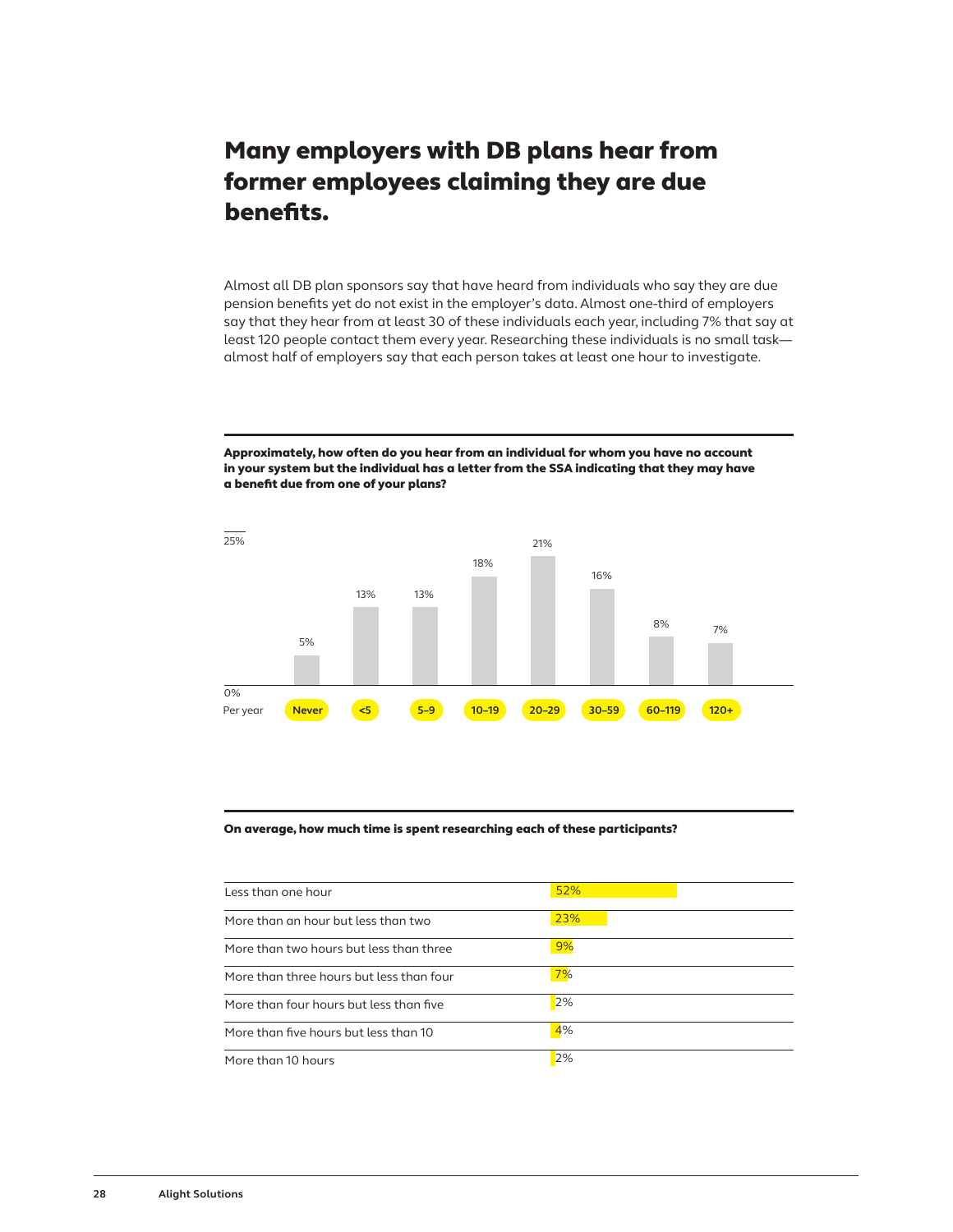# Many employers with DB plans hear from former employees claiming they are due benefits.

Almost all DB plan sponsors say that have heard from individuals who say they are due pension benefits yet do not exist in the employer's data. Almost one-third of employers say that they hear from at least 30 of these individuals each year, including 7% that say at least 120 people contact them every year. Researching these individuals is no small task—almost half of employers say that each person takes at least one hour to investigate.

**Approximately, how often do you hear from an individual for whom you have no account in your system but the individual has a letter from the SSA indicating that they may have a benefit due from one of your plans?**

| Per year | Never | <5 | 5–9 | 10–19 | 20–29 | 30–59 | 60–119 | 120+ |
|---|---|---|---|---|---|---|---|---|
| % | 5% | 13% | 13% | 18% | 21% | 16% | 8% | 7% |

**On average, how much time is spent researching each of these participants?**

| Time | % |
|---|---|
| Less than one hour | 52% |
| More than an hour but less than two | 23% |
| More than two hours but less than three | 9% |
| More than three hours but less than four | 7% |
| More than four hours but less than five | 2% |
| More than five hours but less than 10 | 4% |
| More than 10 hours | 2% |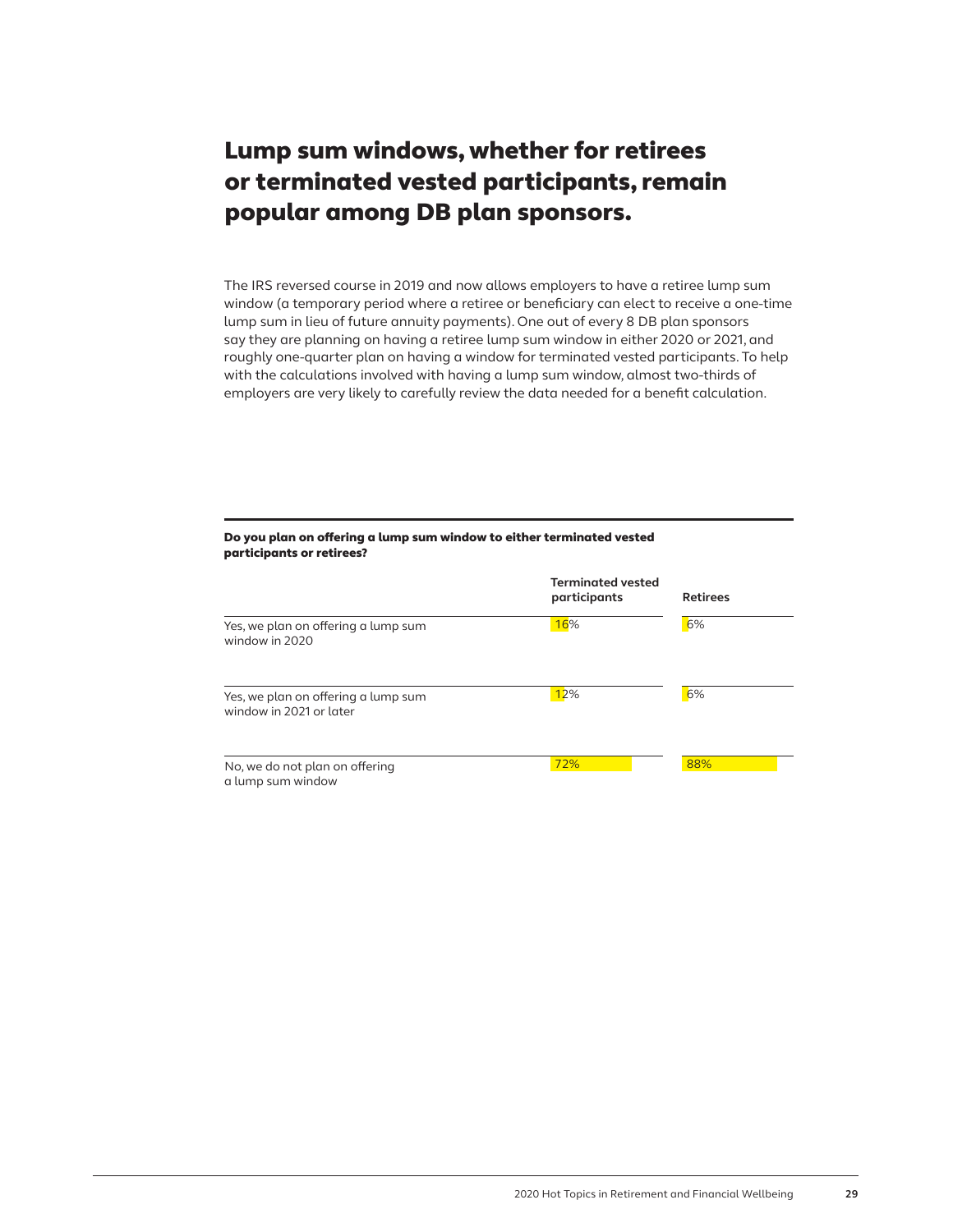# Lump sum windows, whether for retirees or terminated vested participants, remain popular among DB plan sponsors.

The IRS reversed course in 2019 and now allows employers to have a retiree lump sum window (a temporary period where a retiree or beneficiary can elect to receive a one-time lump sum in lieu of future annuity payments). One out of every 8 DB plan sponsors say they are planning on having a retiree lump sum window in either 2020 or 2021, and roughly one-quarter plan on having a window for terminated vested participants. To help with the calculations involved with having a lump sum window, almost two-thirds of employers are very likely to carefully review the data needed for a benefit calculation.

**Do you plan on offering a lump sum window to either terminated vested participants or retirees?**

| | Terminated vested participants | Retirees |
|---|---|---|
| Yes, we plan on offering a lump sum window in 2020 | 16% | 6% |
| Yes, we plan on offering a lump sum window in 2021 or later | 12% | 6% |
| No, we do not plan on offering a lump sum window | 72% | 88% |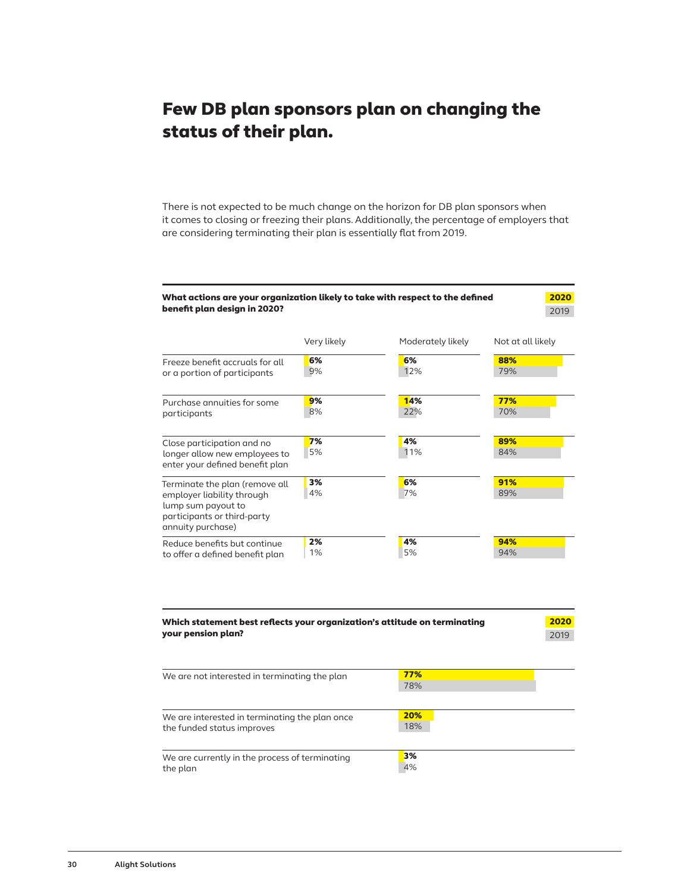# Few DB plan sponsors plan on changing the status of their plan.

There is not expected to be much change on the horizon for DB plan sponsors when it comes to closing or freezing their plans. Additionally, the percentage of employers that are considering terminating their plan is essentially flat from 2019.

**What actions are your organization likely to take with respect to the defined benefit plan design in 2020?**

| | Very likely 2020 | Very likely 2019 | Moderately likely 2020 | Moderately likely 2019 | Not at all likely 2020 | Not at all likely 2019 |
|---|---|---|---|---|---|---|
| Freeze benefit accruals for all or a portion of participants | 6% | 9% | 6% | 12% | 88% | 79% |
| Purchase annuities for some participants | 9% | 8% | 14% | 22% | 77% | 70% |
| Close participation and no longer allow new employees to enter your defined benefit plan | 7% | 5% | 4% | 11% | 89% | 84% |
| Terminate the plan (remove all employer liability through lump sum payout to participants or third-party annuity purchase) | 3% | 4% | 6% | 7% | 91% | 89% |
| Reduce benefits but continue to offer a defined benefit plan | 2% | 1% | 4% | 5% | 94% | 94% |

**Which statement best reflects your organization's attitude on terminating your pension plan?**

| | 2020 | 2019 |
|---|---|---|
| We are not interested in terminating the plan | 77% | 78% |
| We are interested in terminating the plan once the funded status improves | 20% | 18% |
| We are currently in the process of terminating the plan | 3% | 4% |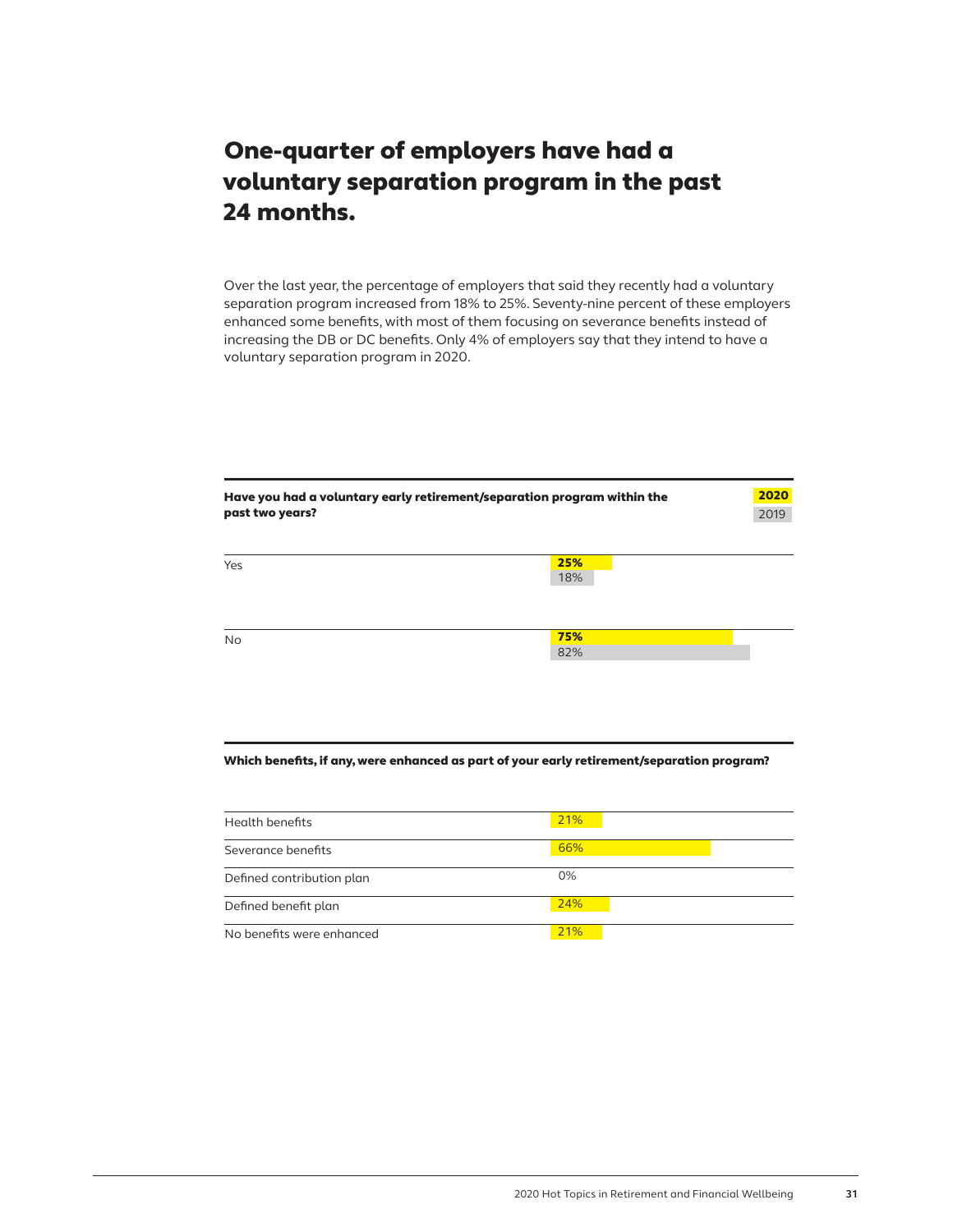# One-quarter of employers have had a voluntary separation program in the past 24 months.

Over the last year, the percentage of employers that said they recently had a voluntary separation program increased from 18% to 25%. Seventy-nine percent of these employers enhanced some benefits, with most of them focusing on severance benefits instead of increasing the DB or DC benefits. Only 4% of employers say that they intend to have a voluntary separation program in 2020.

**Have you had a voluntary early retirement/separation program within the past two years?**

| | 2020 | 2019 |
|---|---|---|
| Yes | 25% | 18% |
| No | 75% | 82% |

**Which benefits, if any, were enhanced as part of your early retirement/separation program?**

| | |
|---|---|
| Health benefits | 21% |
| Severance benefits | 66% |
| Defined contribution plan | 0% |
| Defined benefit plan | 24% |
| No benefits were enhanced | 21% |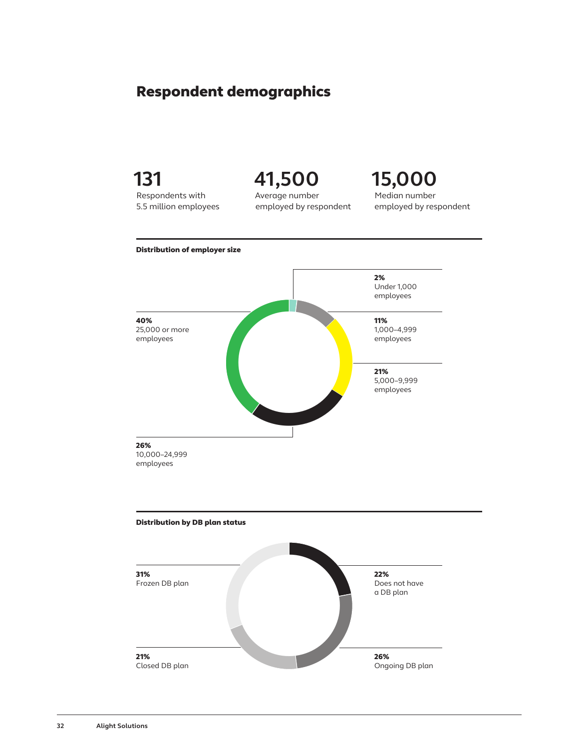## Respondent demographics

**131**
Respondents with 5.5 million employees

**41,500**
Average number employed by respondent

**15,000**
Median number employed by respondent

**Distribution of employer size**

**2%**
Under 1,000 employees

**11%**
1,000–4,999 employees

**21%**
5,000–9,999 employees

**26%**
10,000–24,999 employees

**40%**
25,000 or more employees

**Distribution by DB plan status**

**22%**
Does not have a DB plan

**26%**
Ongoing DB plan

**21%**
Closed DB plan

**31%**
Frozen DB plan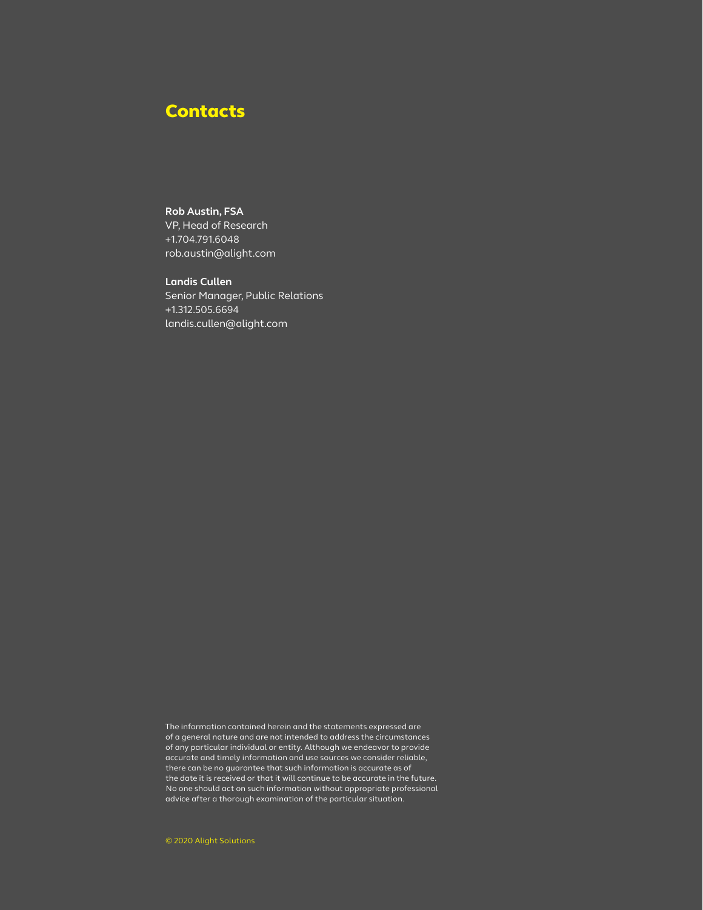## Contacts

**Rob Austin, FSA**
VP, Head of Research
+1.704.791.6048
rob.austin@alight.com

**Landis Cullen**
Senior Manager, Public Relations
+1.312.505.6694
landis.cullen@alight.com

The information contained herein and the statements expressed are of a general nature and are not intended to address the circumstances of any particular individual or entity. Although we endeavor to provide accurate and timely information and use sources we consider reliable, there can be no guarantee that such information is accurate as of the date it is received or that it will continue to be accurate in the future. No one should act on such information without appropriate professional advice after a thorough examination of the particular situation.

© 2020 Alight Solutions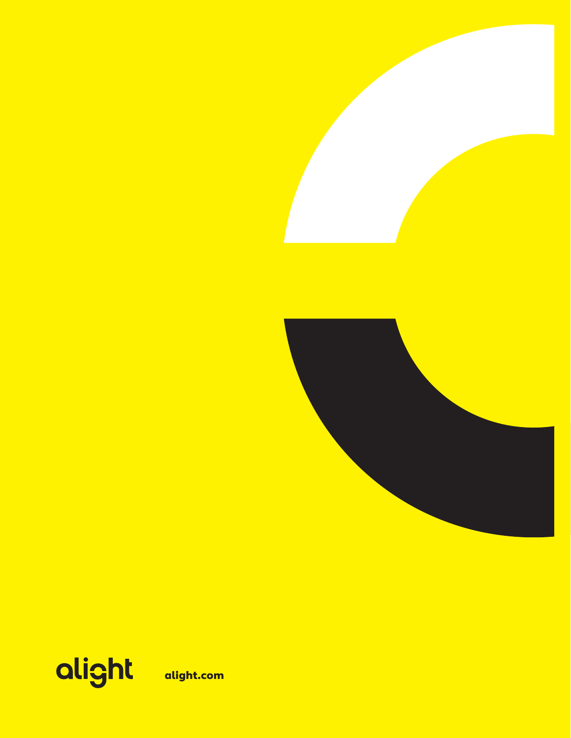alight

alight.com